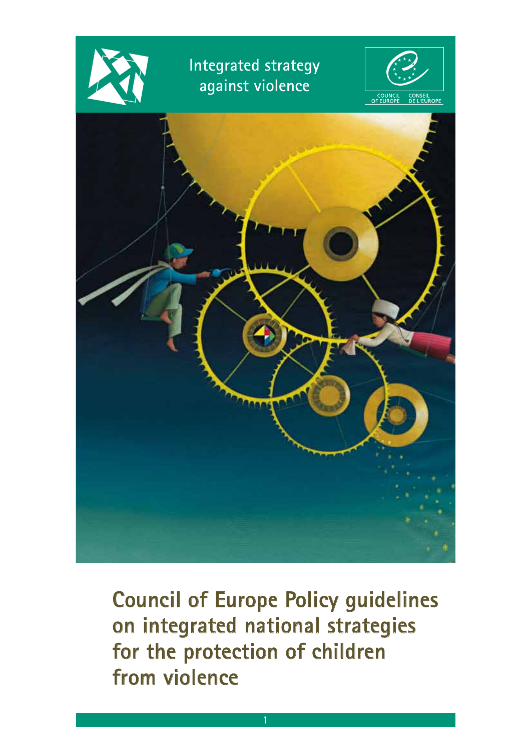Integrated strategy against violence

COUNCIL OF EUROPE CONSEIL DE L'EUROPE

# Council of Europe Policy guidelines on integrated national strategies for the protection of children from violence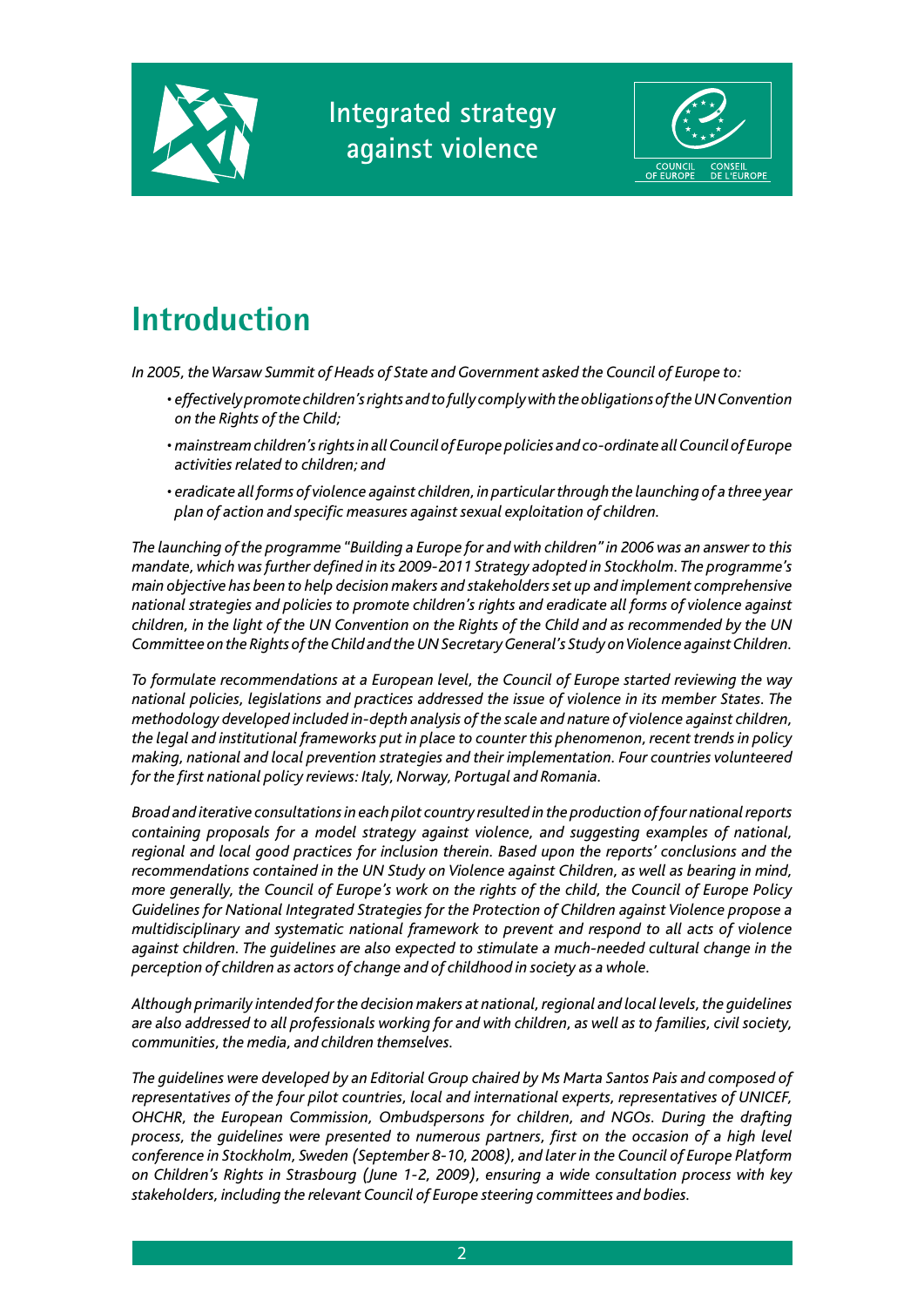# Introduction

*In 2005, the Warsaw Summit of Heads of State and Government asked the Council of Europe to:*

- *effectively promote children's rights and to fully comply with the obligations of the UN Convention on the Rights of the Child;*
- *mainstream children's rights in all Council of Europe policies and co-ordinate all Council of Europe activities related to children; and*
- *eradicate all forms of violence against children, in particular through the launching of a three year plan of action and specific measures against sexual exploitation of children.*

*The launching of the programme "Building a Europe for and with children" in 2006 was an answer to this mandate, which was further defined in its 2009-2011 Strategy adopted in Stockholm. The programme's main objective has been to help decision makers and stakeholders set up and implement comprehensive national strategies and policies to promote children's rights and eradicate all forms of violence against children, in the light of the UN Convention on the Rights of the Child and as recommended by the UN Committee on the Rights of the Child and the UN Secretary General's Study on Violence against Children.*

*To formulate recommendations at a European level, the Council of Europe started reviewing the way national policies, legislations and practices addressed the issue of violence in its member States. The methodology developed included in-depth analysis of the scale and nature of violence against children, the legal and institutional frameworks put in place to counter this phenomenon, recent trends in policy making, national and local prevention strategies and their implementation. Four countries volunteered for the first national policy reviews: Italy, Norway, Portugal and Romania.*

*Broad and iterative consultations in each pilot country resulted in the production of four national reports containing proposals for a model strategy against violence, and suggesting examples of national, regional and local good practices for inclusion therein. Based upon the reports' conclusions and the recommendations contained in the UN Study on Violence against Children, as well as bearing in mind, more generally, the Council of Europe's work on the rights of the child, the Council of Europe Policy Guidelines for National Integrated Strategies for the Protection of Children against Violence propose a multidisciplinary and systematic national framework to prevent and respond to all acts of violence against children. The guidelines are also expected to stimulate a much-needed cultural change in the perception of children as actors of change and of childhood in society as a whole.*

*Although primarily intended for the decision makers at national, regional and local levels, the guidelines are also addressed to all professionals working for and with children, as well as to families, civil society, communities, the media, and children themselves.*

*The guidelines were developed by an Editorial Group chaired by Ms Marta Santos Pais and composed of representatives of the four pilot countries, local and international experts, representatives of UNICEF, OHCHR, the European Commission, Ombudspersons for children, and NGOs. During the drafting process, the guidelines were presented to numerous partners, first on the occasion of a high level conference in Stockholm, Sweden (September 8-10, 2008), and later in the Council of Europe Platform on Children's Rights in Strasbourg (June 1-2, 2009), ensuring a wide consultation process with key stakeholders, including the relevant Council of Europe steering committees and bodies.*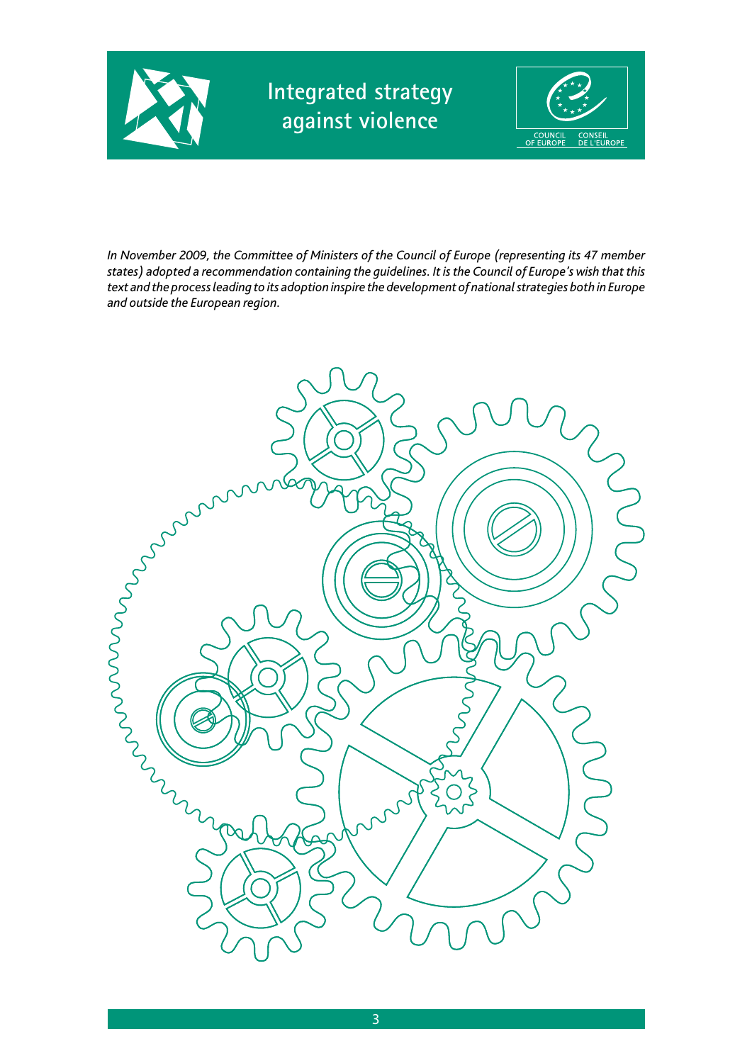*In November 2009, the Committee of Ministers of the Council of Europe (representing its 47 member states) adopted a recommendation containing the guidelines. It is the Council of Europe's wish that this text and the process leading to its adoption inspire the development of national strategies both in Europe and outside the European region.*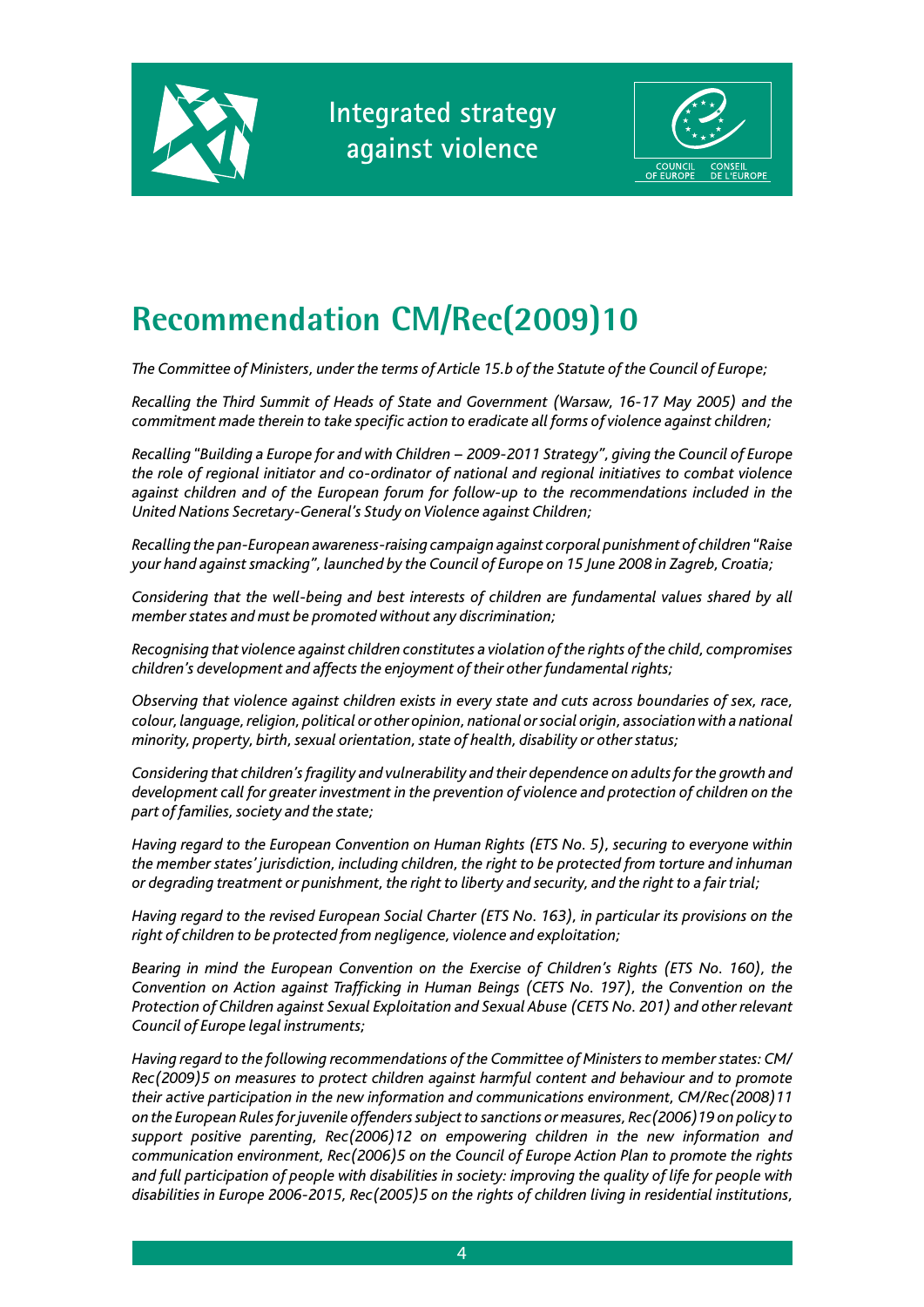# Recommendation CM/Rec(2009)10

*The Committee of Ministers, under the terms of Article 15.b of the Statute of the Council of Europe;*

*Recalling the Third Summit of Heads of State and Government (Warsaw, 16-17 May 2005) and the commitment made therein to take specific action to eradicate all forms of violence against children;*

*Recalling "Building a Europe for and with Children – 2009-2011 Strategy", giving the Council of Europe the role of regional initiator and co-ordinator of national and regional initiatives to combat violence against children and of the European forum for follow-up to the recommendations included in the United Nations Secretary-General's Study on Violence against Children;*

*Recalling the pan-European awareness-raising campaign against corporal punishment of children "Raise your hand against smacking", launched by the Council of Europe on 15 June 2008 in Zagreb, Croatia;*

*Considering that the well-being and best interests of children are fundamental values shared by all member states and must be promoted without any discrimination;*

*Recognising that violence against children constitutes a violation of the rights of the child, compromises children's development and affects the enjoyment of their other fundamental rights;*

*Observing that violence against children exists in every state and cuts across boundaries of sex, race, colour, language, religion, political or other opinion, national or social origin, association with a national minority, property, birth, sexual orientation, state of health, disability or other status;*

*Considering that children's fragility and vulnerability and their dependence on adults for the growth and development call for greater investment in the prevention of violence and protection of children on the part of families, society and the state;*

*Having regard to the European Convention on Human Rights (ETS No. 5), securing to everyone within the member states' jurisdiction, including children, the right to be protected from torture and inhuman or degrading treatment or punishment, the right to liberty and security, and the right to a fair trial;*

*Having regard to the revised European Social Charter (ETS No. 163), in particular its provisions on the right of children to be protected from negligence, violence and exploitation;*

*Bearing in mind the European Convention on the Exercise of Children's Rights (ETS No. 160), the Convention on Action against Trafficking in Human Beings (CETS No. 197), the Convention on the Protection of Children against Sexual Exploitation and Sexual Abuse (CETS No. 201) and other relevant Council of Europe legal instruments;*

*Having regard to the following recommendations of the Committee of Ministers to member states: CM/Rec(2009)5 on measures to protect children against harmful content and behaviour and to promote their active participation in the new information and communications environment, CM/Rec(2008)11 on the European Rules for juvenile offenders subject to sanctions or measures, Rec(2006)19 on policy to support positive parenting, Rec(2006)12 on empowering children in the new information and communication environment, Rec(2006)5 on the Council of Europe Action Plan to promote the rights and full participation of people with disabilities in society: improving the quality of life for people with disabilities in Europe 2006-2015, Rec(2005)5 on the rights of children living in residential institutions,*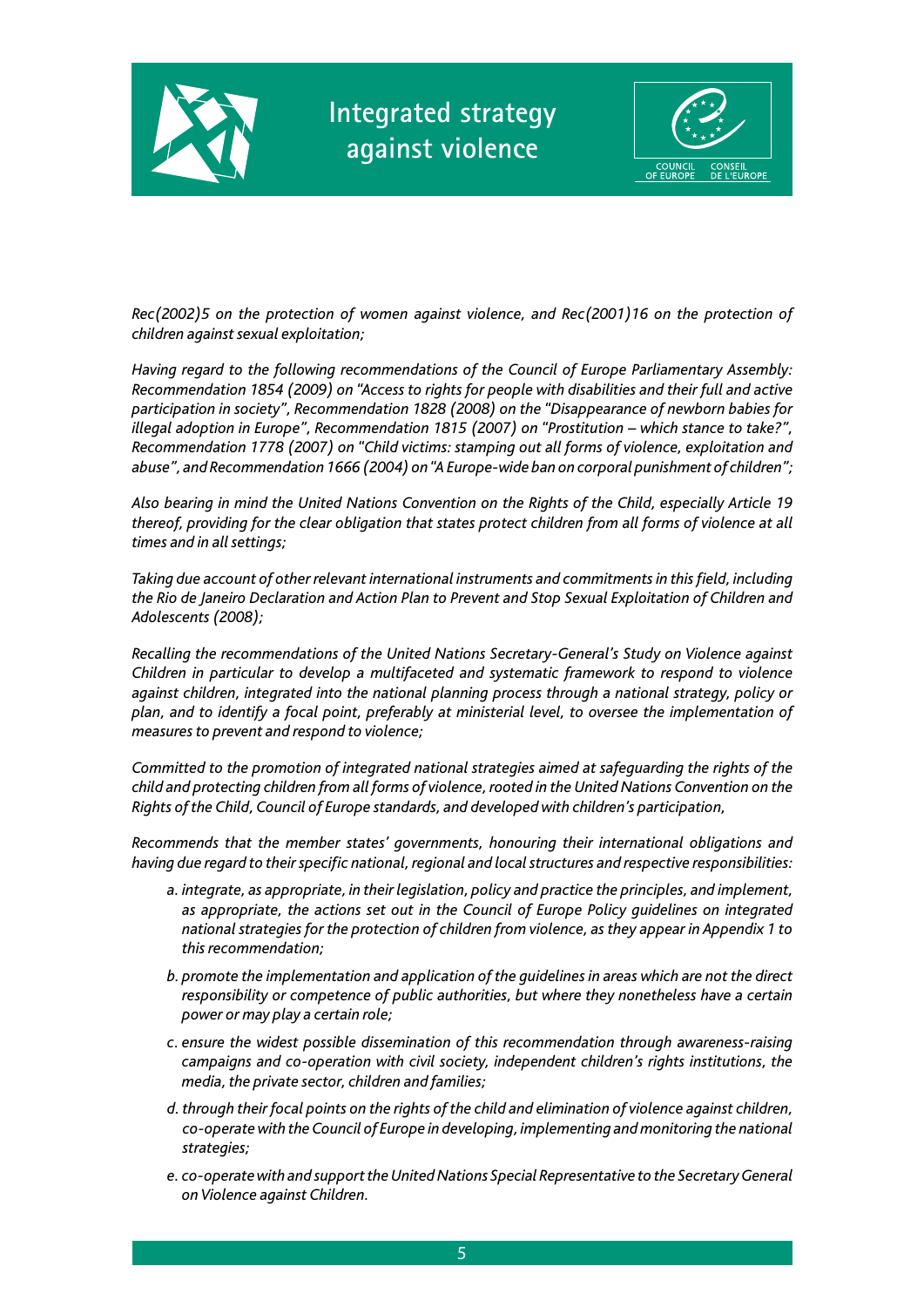*Rec(2002)5 on the protection of women against violence, and Rec(2001)16 on the protection of children against sexual exploitation;*

*Having regard to the following recommendations of the Council of Europe Parliamentary Assembly: Recommendation 1854 (2009) on "Access to rights for people with disabilities and their full and active participation in society", Recommendation 1828 (2008) on the "Disappearance of newborn babies for illegal adoption in Europe", Recommendation 1815 (2007) on "Prostitution – which stance to take?", Recommendation 1778 (2007) on "Child victims: stamping out all forms of violence, exploitation and abuse", and Recommendation 1666 (2004) on "A Europe-wide ban on corporal punishment of children";*

*Also bearing in mind the United Nations Convention on the Rights of the Child, especially Article 19 thereof, providing for the clear obligation that states protect children from all forms of violence at all times and in all settings;*

*Taking due account of other relevant international instruments and commitments in this field, including the Rio de Janeiro Declaration and Action Plan to Prevent and Stop Sexual Exploitation of Children and Adolescents (2008);*

*Recalling the recommendations of the United Nations Secretary-General's Study on Violence against Children in particular to develop a multifaceted and systematic framework to respond to violence against children, integrated into the national planning process through a national strategy, policy or plan, and to identify a focal point, preferably at ministerial level, to oversee the implementation of measures to prevent and respond to violence;*

*Committed to the promotion of integrated national strategies aimed at safeguarding the rights of the child and protecting children from all forms of violence, rooted in the United Nations Convention on the Rights of the Child, Council of Europe standards, and developed with children's participation,*

*Recommends that the member states' governments, honouring their international obligations and having due regard to their specific national, regional and local structures and respective responsibilities:*

*a. integrate, as appropriate, in their legislation, policy and practice the principles, and implement, as appropriate, the actions set out in the Council of Europe Policy guidelines on integrated national strategies for the protection of children from violence, as they appear in Appendix 1 to this recommendation;*

*b. promote the implementation and application of the guidelines in areas which are not the direct responsibility or competence of public authorities, but where they nonetheless have a certain power or may play a certain role;*

*c. ensure the widest possible dissemination of this recommendation through awareness-raising campaigns and co-operation with civil society, independent children's rights institutions, the media, the private sector, children and families;*

*d. through their focal points on the rights of the child and elimination of violence against children, co-operate with the Council of Europe in developing, implementing and monitoring the national strategies;*

*e. co-operate with and support the United Nations Special Representative to the Secretary General on Violence against Children.*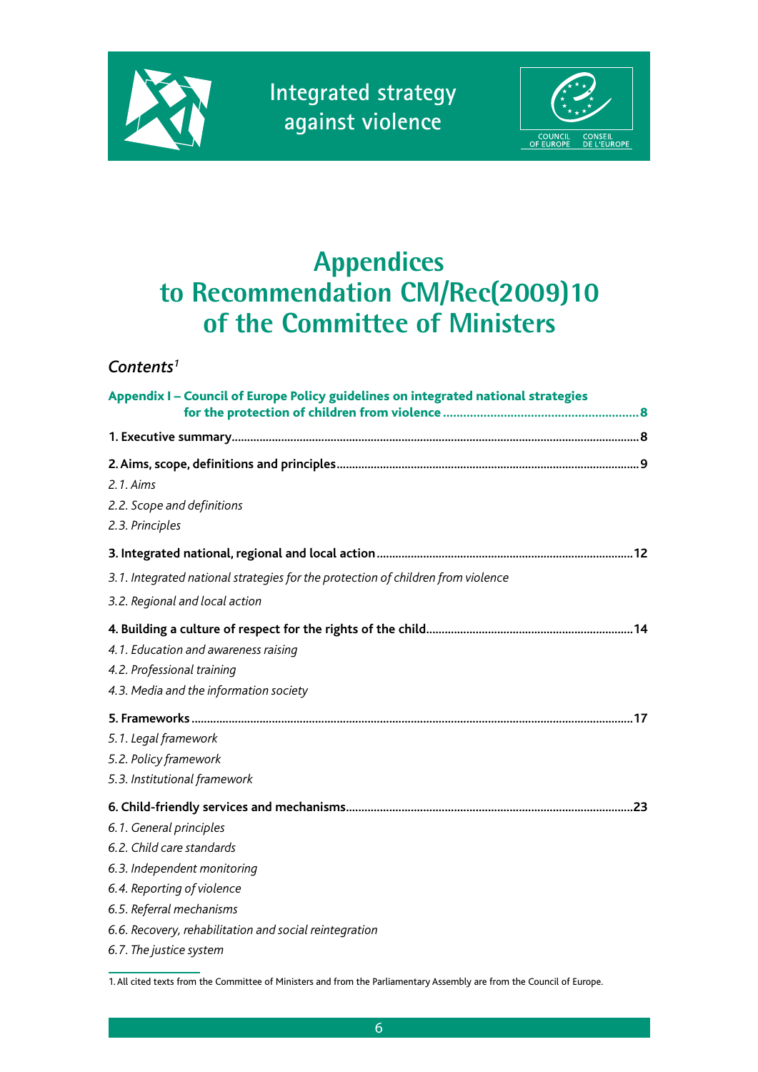# Appendices to Recommendation CM/Rec(2009)10 of the Committee of Ministers

## *Contents*[1]

**Appendix I – Council of Europe Policy guidelines on integrated national strategies for the protection of children from violence ..... 8**

**1. Executive summary ..... 8**

**2. Aims, scope, definitions and principles ..... 9**

*2.1. Aims*

*2.2. Scope and definitions*

*2.3. Principles*

**3. Integrated national, regional and local action ..... 12**

*3.1. Integrated national strategies for the protection of children from violence*

*3.2. Regional and local action*

**4. Building a culture of respect for the rights of the child ..... 14**

*4.1. Education and awareness raising*

*4.2. Professional training*

*4.3. Media and the information society*

**5. Frameworks ..... 17**

*5.1. Legal framework*

*5.2. Policy framework*

*5.3. Institutional framework*

**6. Child-friendly services and mechanisms ..... 23**

*6.1. General principles*

*6.2. Child care standards*

*6.3. Independent monitoring*

*6.4. Reporting of violence*

*6.5. Referral mechanisms*

*6.6. Recovery, rehabilitation and social reintegration*

*6.7. The justice system*

---

1. All cited texts from the Committee of Ministers and from the Parliamentary Assembly are from the Council of Europe.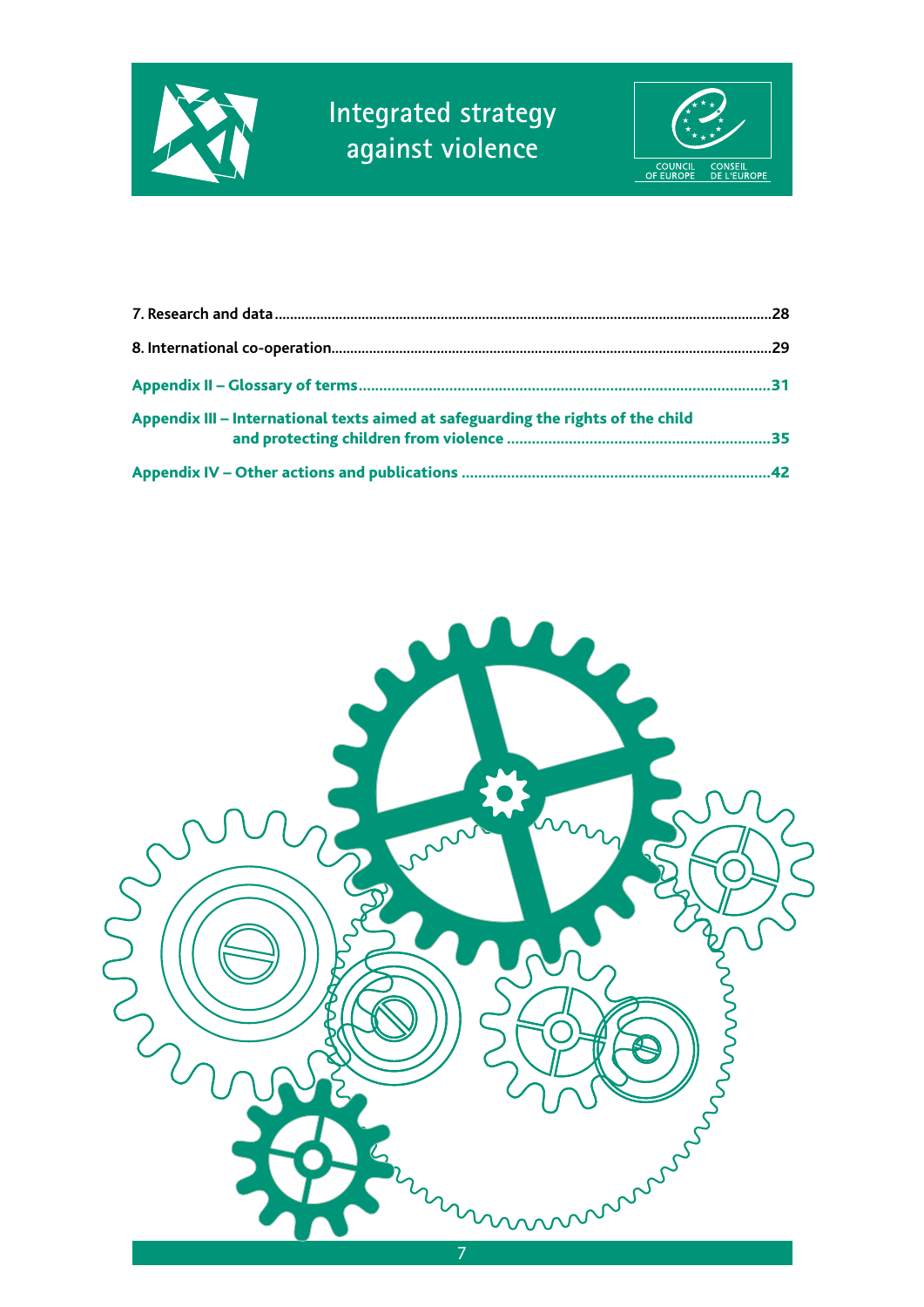7. Research and data ....28

8. International co-operation....29

**Appendix II – Glossary of terms**....31

**Appendix III – International texts aimed at safeguarding the rights of the child and protecting children from violence** ....35

**Appendix IV – Other actions and publications** ....42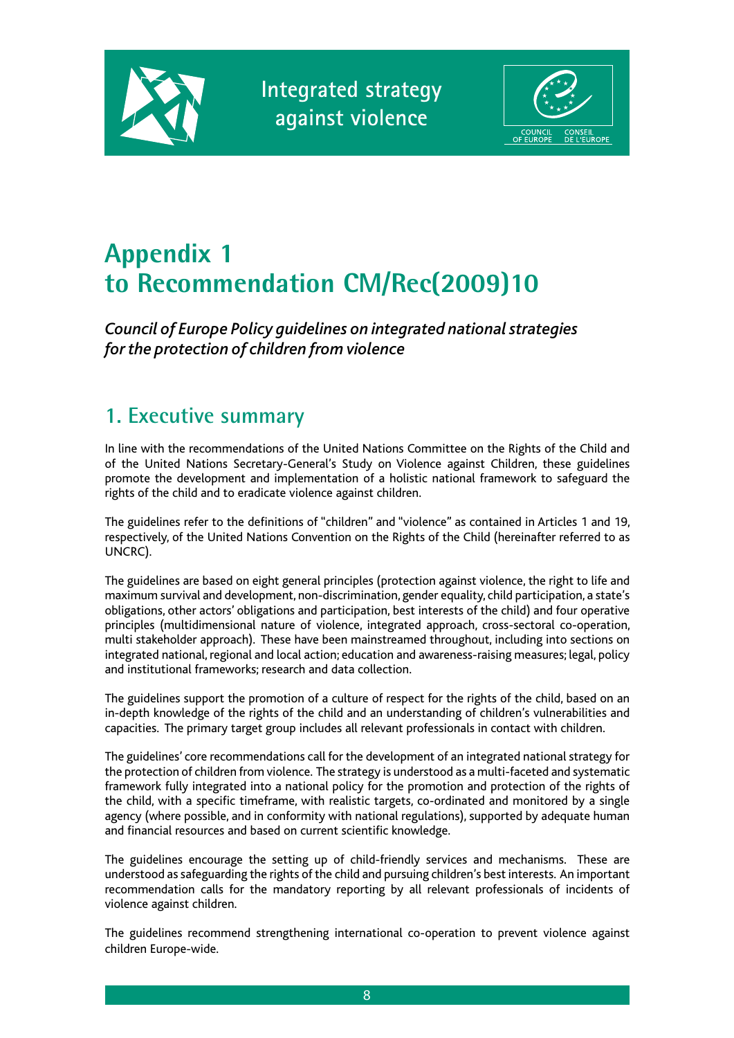# Appendix 1 to Recommendation CM/Rec(2009)10

*Council of Europe Policy guidelines on integrated national strategies for the protection of children from violence*

## 1. Executive summary

In line with the recommendations of the United Nations Committee on the Rights of the Child and of the United Nations Secretary-General's Study on Violence against Children, these guidelines promote the development and implementation of a holistic national framework to safeguard the rights of the child and to eradicate violence against children.

The guidelines refer to the definitions of "children" and "violence" as contained in Articles 1 and 19, respectively, of the United Nations Convention on the Rights of the Child (hereinafter referred to as UNCRC).

The guidelines are based on eight general principles (protection against violence, the right to life and maximum survival and development, non-discrimination, gender equality, child participation, a state's obligations, other actors' obligations and participation, best interests of the child) and four operative principles (multidimensional nature of violence, integrated approach, cross-sectoral co-operation, multi stakeholder approach). These have been mainstreamed throughout, including into sections on integrated national, regional and local action; education and awareness-raising measures; legal, policy and institutional frameworks; research and data collection.

The guidelines support the promotion of a culture of respect for the rights of the child, based on an in-depth knowledge of the rights of the child and an understanding of children's vulnerabilities and capacities. The primary target group includes all relevant professionals in contact with children.

The guidelines' core recommendations call for the development of an integrated national strategy for the protection of children from violence. The strategy is understood as a multi-faceted and systematic framework fully integrated into a national policy for the promotion and protection of the rights of the child, with a specific timeframe, with realistic targets, co-ordinated and monitored by a single agency (where possible, and in conformity with national regulations), supported by adequate human and financial resources and based on current scientific knowledge.

The guidelines encourage the setting up of child-friendly services and mechanisms. These are understood as safeguarding the rights of the child and pursuing children's best interests. An important recommendation calls for the mandatory reporting by all relevant professionals of incidents of violence against children.

The guidelines recommend strengthening international co-operation to prevent violence against children Europe-wide.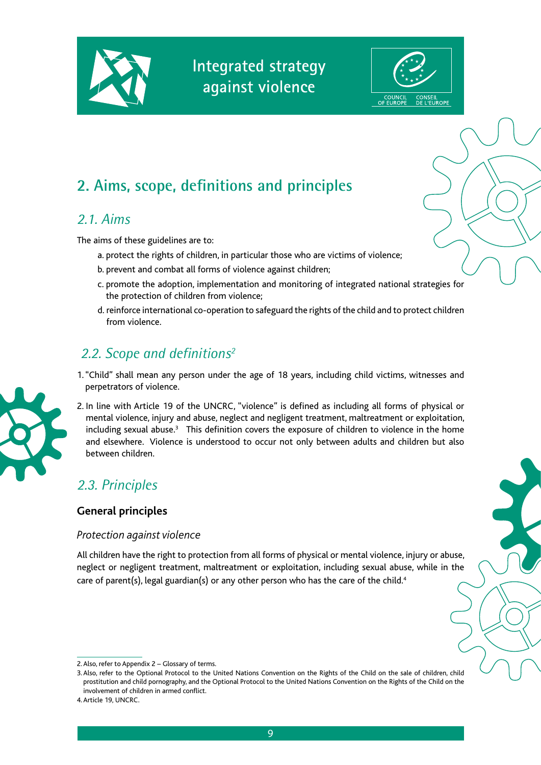## 2. Aims, scope, definitions and principles

### 2.1. Aims

The aims of these guidelines are to:

a. protect the rights of children, in particular those who are victims of violence;

b. prevent and combat all forms of violence against children;

c. promote the adoption, implementation and monitoring of integrated national strategies for the protection of children from violence;

d. reinforce international co-operation to safeguard the rights of the child and to protect children from violence.

### 2.2. Scope and definitions[2]

1. "Child" shall mean any person under the age of 18 years, including child victims, witnesses and perpetrators of violence.
2. In line with Article 19 of the UNCRC, "violence" is defined as including all forms of physical or mental violence, injury and abuse, neglect and negligent treatment, maltreatment or exploitation, including sexual abuse.[3] This definition covers the exposure of children to violence in the home and elsewhere. Violence is understood to occur not only between adults and children but also between children.

### 2.3. Principles

#### General principles

*Protection against violence*

All children have the right to protection from all forms of physical or mental violence, injury or abuse, neglect or negligent treatment, maltreatment or exploitation, including sexual abuse, while in the care of parent(s), legal guardian(s) or any other person who has the care of the child.[4]

---

2. Also, refer to Appendix 2 – Glossary of terms.

3. Also, refer to the Optional Protocol to the United Nations Convention on the Rights of the Child on the sale of children, child prostitution and child pornography, and the Optional Protocol to the United Nations Convention on the Rights of the Child on the involvement of children in armed conflict.

4. Article 19, UNCRC.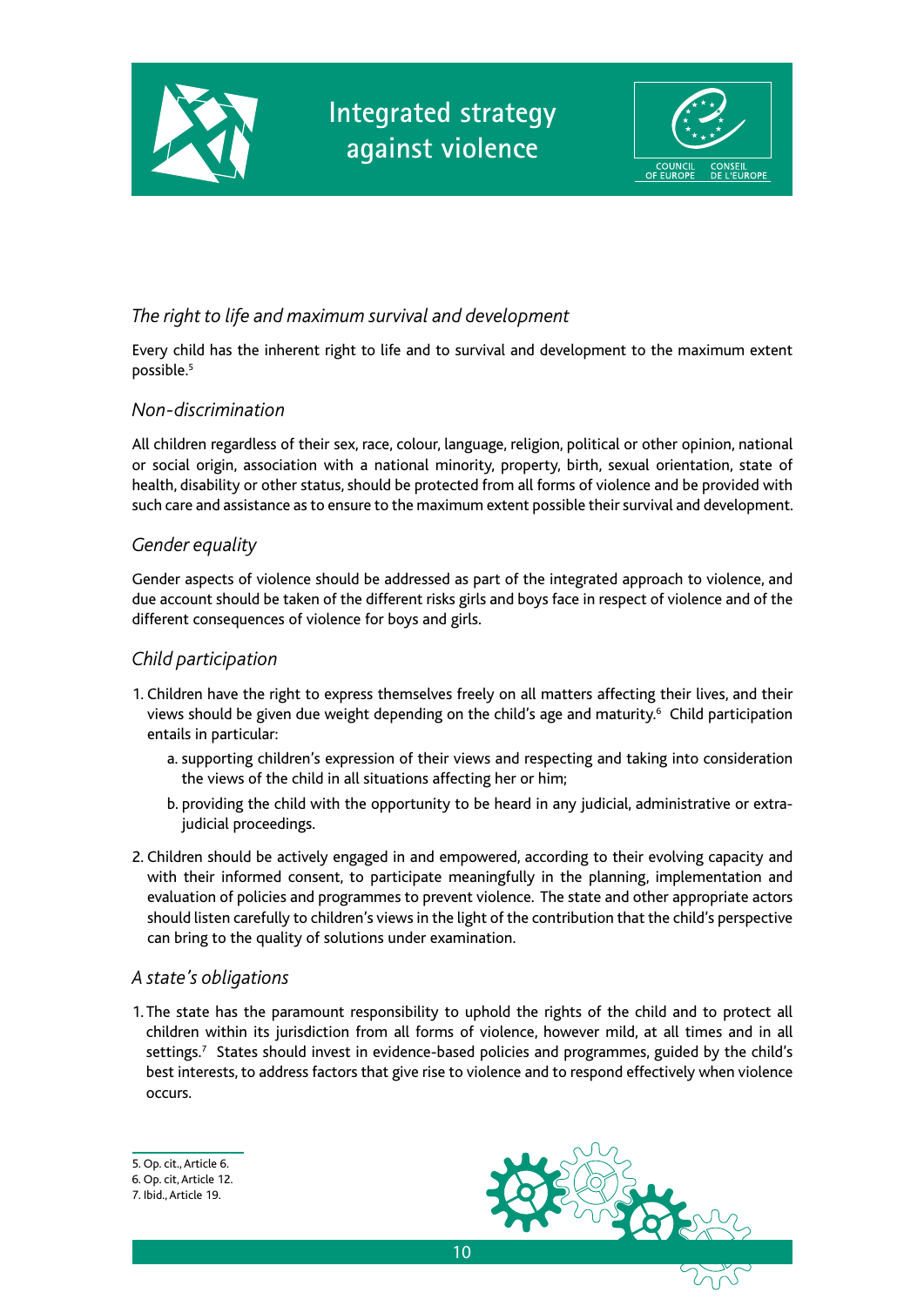### *The right to life and maximum survival and development*

Every child has the inherent right to life and to survival and development to the maximum extent possible.[5]

### *Non-discrimination*

All children regardless of their sex, race, colour, language, religion, political or other opinion, national or social origin, association with a national minority, property, birth, sexual orientation, state of health, disability or other status, should be protected from all forms of violence and be provided with such care and assistance as to ensure to the maximum extent possible their survival and development.

### *Gender equality*

Gender aspects of violence should be addressed as part of the integrated approach to violence, and due account should be taken of the different risks girls and boys face in respect of violence and of the different consequences of violence for boys and girls.

### *Child participation*

1. Children have the right to express themselves freely on all matters affecting their lives, and their views should be given due weight depending on the child's age and maturity.[6] Child participation entails in particular:
   a. supporting children's expression of their views and respecting and taking into consideration the views of the child in all situations affecting her or him;
   b. providing the child with the opportunity to be heard in any judicial, administrative or extra-judicial proceedings.
2. Children should be actively engaged in and empowered, according to their evolving capacity and with their informed consent, to participate meaningfully in the planning, implementation and evaluation of policies and programmes to prevent violence. The state and other appropriate actors should listen carefully to children's views in the light of the contribution that the child's perspective can bring to the quality of solutions under examination.

### *A state's obligations*

1. The state has the paramount responsibility to uphold the rights of the child and to protect all children within its jurisdiction from all forms of violence, however mild, at all times and in all settings.[7] States should invest in evidence-based policies and programmes, guided by the child's best interests, to address factors that give rise to violence and to respond effectively when violence occurs.

---

5. Op. cit., Article 6.
6. Op. cit, Article 12.
7. Ibid., Article 19.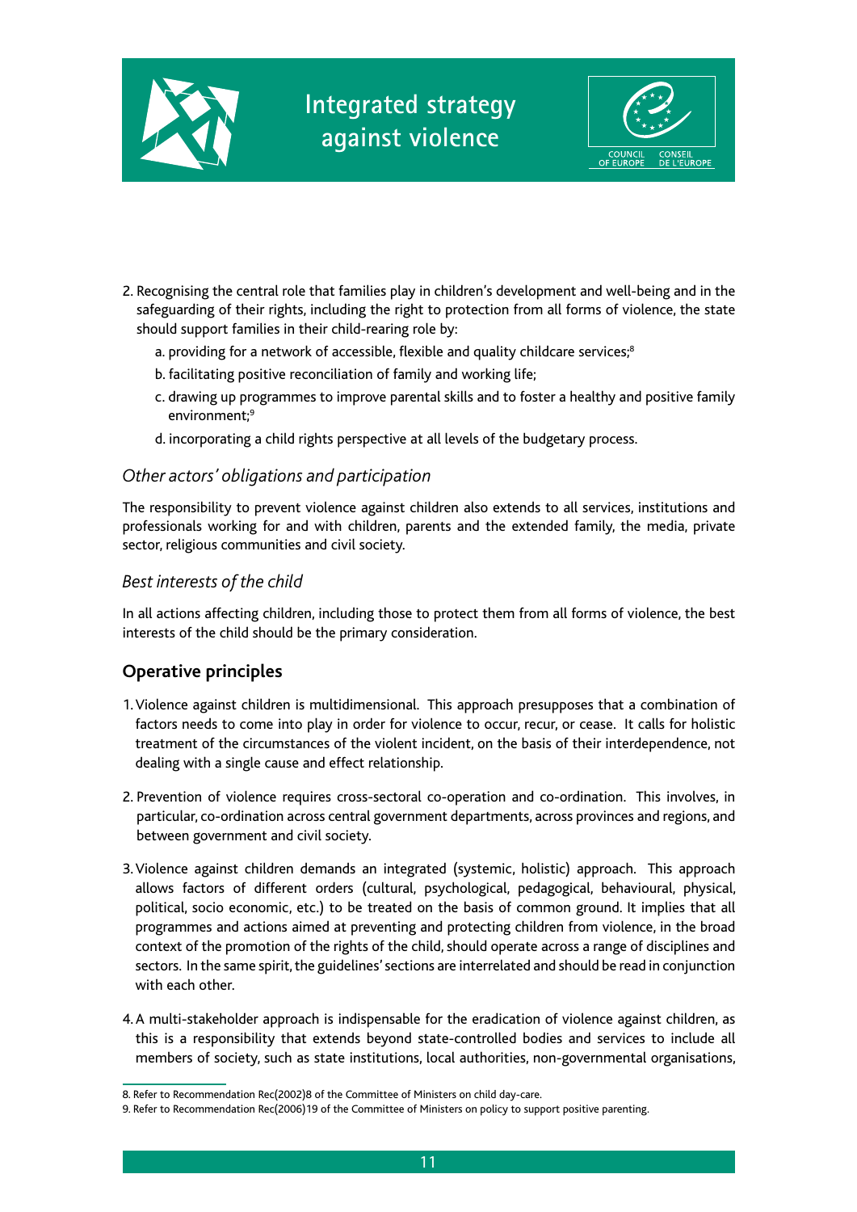2. Recognising the central role that families play in children's development and well-being and in the safeguarding of their rights, including the right to protection from all forms of violence, the state should support families in their child-rearing role by:

   a. providing for a network of accessible, flexible and quality childcare services;[8]

   b. facilitating positive reconciliation of family and working life;

   c. drawing up programmes to improve parental skills and to foster a healthy and positive family environment;[9]

   d. incorporating a child rights perspective at all levels of the budgetary process.

### *Other actors' obligations and participation*

The responsibility to prevent violence against children also extends to all services, institutions and professionals working for and with children, parents and the extended family, the media, private sector, religious communities and civil society.

### *Best interests of the child*

In all actions affecting children, including those to protect them from all forms of violence, the best interests of the child should be the primary consideration.

## Operative principles

1. Violence against children is multidimensional. This approach presupposes that a combination of factors needs to come into play in order for violence to occur, recur, or cease. It calls for holistic treatment of the circumstances of the violent incident, on the basis of their interdependence, not dealing with a single cause and effect relationship.

2. Prevention of violence requires cross-sectoral co-operation and co-ordination. This involves, in particular, co-ordination across central government departments, across provinces and regions, and between government and civil society.

3. Violence against children demands an integrated (systemic, holistic) approach. This approach allows factors of different orders (cultural, psychological, pedagogical, behavioural, physical, political, socio economic, etc.) to be treated on the basis of common ground. It implies that all programmes and actions aimed at preventing and protecting children from violence, in the broad context of the promotion of the rights of the child, should operate across a range of disciplines and sectors. In the same spirit, the guidelines' sections are interrelated and should be read in conjunction with each other.

4. A multi-stakeholder approach is indispensable for the eradication of violence against children, as this is a responsibility that extends beyond state-controlled bodies and services to include all members of society, such as state institutions, local authorities, non-governmental organisations,

---

8. Refer to Recommendation Rec(2002)8 of the Committee of Ministers on child day-care.

9. Refer to Recommendation Rec(2006)19 of the Committee of Ministers on policy to support positive parenting.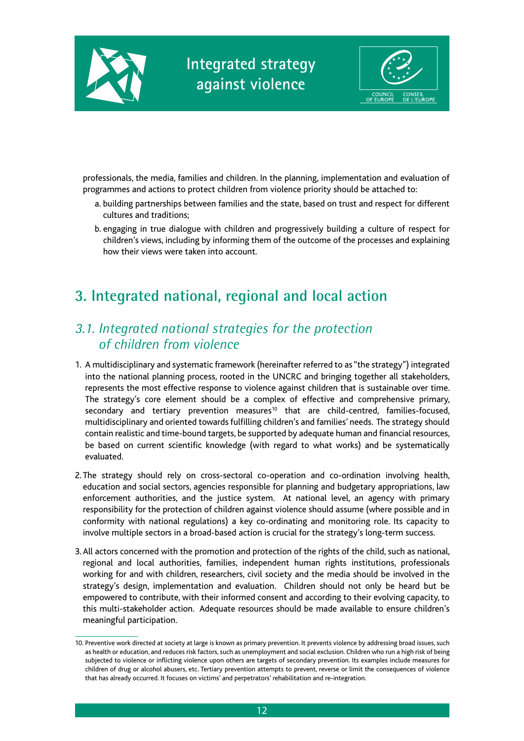professionals, the media, families and children. In the planning, implementation and evaluation of programmes and actions to protect children from violence priority should be attached to:

a. building partnerships between families and the state, based on trust and respect for different cultures and traditions;

b. engaging in true dialogue with children and progressively building a culture of respect for children's views, including by informing them of the outcome of the processes and explaining how their views were taken into account.

## 3. Integrated national, regional and local action

### *3.1. Integrated national strategies for the protection of children from violence*

1. A multidisciplinary and systematic framework (hereinafter referred to as "the strategy") integrated into the national planning process, rooted in the UNCRC and bringing together all stakeholders, represents the most effective response to violence against children that is sustainable over time. The strategy's core element should be a complex of effective and comprehensive primary, secondary and tertiary prevention measures[10] that are child-centred, families-focused, multidisciplinary and oriented towards fulfilling children's and families' needs. The strategy should contain realistic and time-bound targets, be supported by adequate human and financial resources, be based on current scientific knowledge (with regard to what works) and be systematically evaluated.

2. The strategy should rely on cross-sectoral co-operation and co-ordination involving health, education and social sectors, agencies responsible for planning and budgetary appropriations, law enforcement authorities, and the justice system. At national level, an agency with primary responsibility for the protection of children against violence should assume (where possible and in conformity with national regulations) a key co-ordinating and monitoring role. Its capacity to involve multiple sectors in a broad-based action is crucial for the strategy's long-term success.

3. All actors concerned with the promotion and protection of the rights of the child, such as national, regional and local authorities, families, independent human rights institutions, professionals working for and with children, researchers, civil society and the media should be involved in the strategy's design, implementation and evaluation. Children should not only be heard but be empowered to contribute, with their informed consent and according to their evolving capacity, to this multi-stakeholder action. Adequate resources should be made available to ensure children's meaningful participation.

---

10. Preventive work directed at society at large is known as primary prevention. It prevents violence by addressing broad issues, such as health or education, and reduces risk factors, such as unemployment and social exclusion. Children who run a high risk of being subjected to violence or inflicting violence upon others are targets of secondary prevention. Its examples include measures for children of drug or alcohol abusers, etc. Tertiary prevention attempts to prevent, reverse or limit the consequences of violence that has already occurred. It focuses on victims' and perpetrators' rehabilitation and re-integration.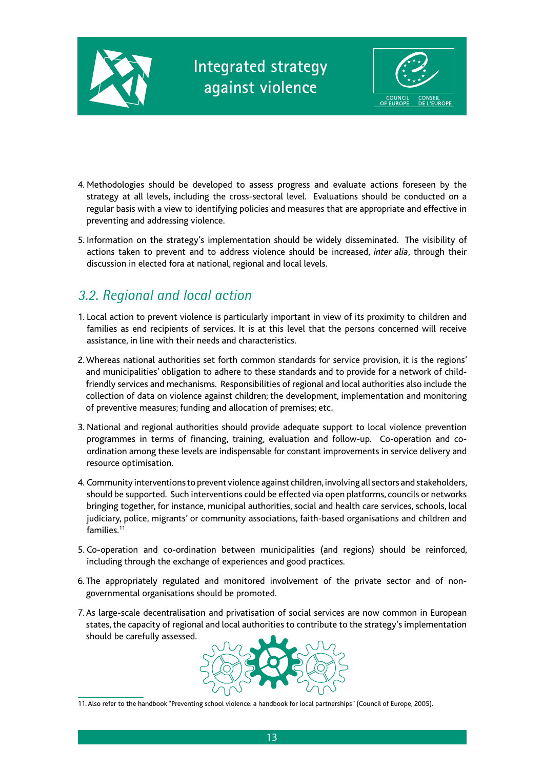4. Methodologies should be developed to assess progress and evaluate actions foreseen by the strategy at all levels, including the cross-sectoral level. Evaluations should be conducted on a regular basis with a view to identifying policies and measures that are appropriate and effective in preventing and addressing violence.

5. Information on the strategy's implementation should be widely disseminated. The visibility of actions taken to prevent and to address violence should be increased, *inter alia*, through their discussion in elected fora at national, regional and local levels.

## *3.2. Regional and local action*

1. Local action to prevent violence is particularly important in view of its proximity to children and families as end recipients of services. It is at this level that the persons concerned will receive assistance, in line with their needs and characteristics.

2. Whereas national authorities set forth common standards for service provision, it is the regions' and municipalities' obligation to adhere to these standards and to provide for a network of child-friendly services and mechanisms. Responsibilities of regional and local authorities also include the collection of data on violence against children; the development, implementation and monitoring of preventive measures; funding and allocation of premises; etc.

3. National and regional authorities should provide adequate support to local violence prevention programmes in terms of financing, training, evaluation and follow-up. Co-operation and co-ordination among these levels are indispensable for constant improvements in service delivery and resource optimisation.

4. Community interventions to prevent violence against children, involving all sectors and stakeholders, should be supported. Such interventions could be effected via open platforms, councils or networks bringing together, for instance, municipal authorities, social and health care services, schools, local judiciary, police, migrants' or community associations, faith-based organisations and children and families.[11]

5. Co-operation and co-ordination between municipalities (and regions) should be reinforced, including through the exchange of experiences and good practices.

6. The appropriately regulated and monitored involvement of the private sector and of non-governmental organisations should be promoted.

7. As large-scale decentralisation and privatisation of social services are now common in European states, the capacity of regional and local authorities to contribute to the strategy's implementation should be carefully assessed.

---

11. Also refer to the handbook "Preventing school violence: a handbook for local partnerships" (Council of Europe, 2005).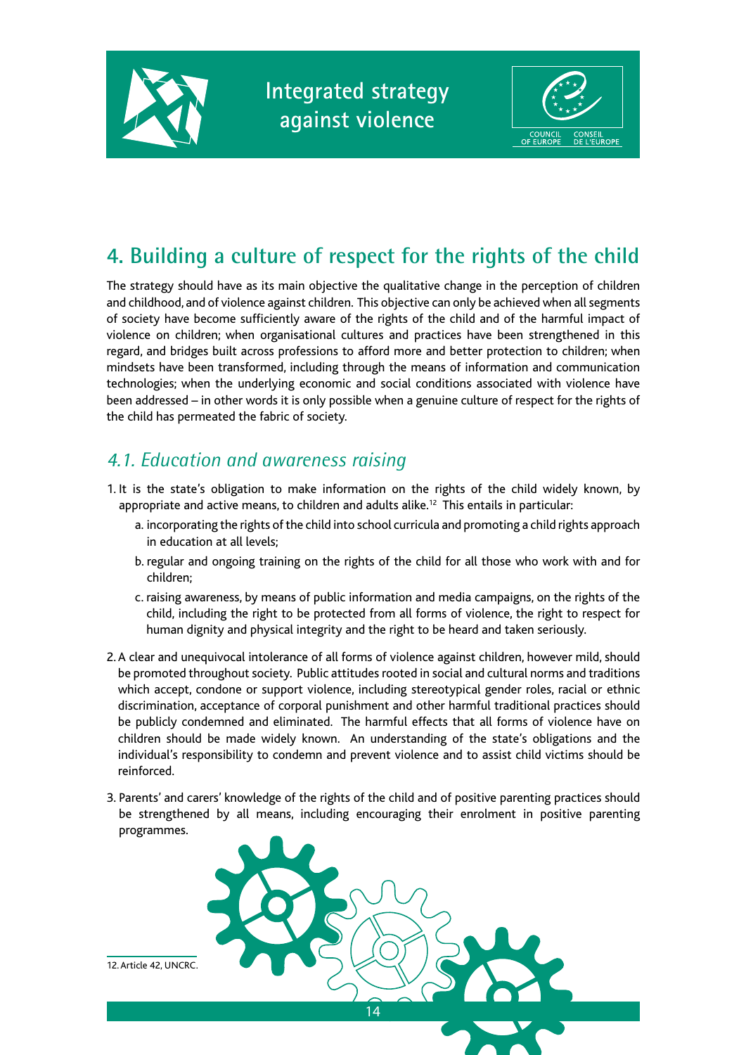## 4. Building a culture of respect for the rights of the child

The strategy should have as its main objective the qualitative change in the perception of children and childhood, and of violence against children. This objective can only be achieved when all segments of society have become sufficiently aware of the rights of the child and of the harmful impact of violence on children; when organisational cultures and practices have been strengthened in this regard, and bridges built across professions to afford more and better protection to children; when mindsets have been transformed, including through the means of information and communication technologies; when the underlying economic and social conditions associated with violence have been addressed – in other words it is only possible when a genuine culture of respect for the rights of the child has permeated the fabric of society.

### *4.1. Education and awareness raising*

1. It is the state's obligation to make information on the rights of the child widely known, by appropriate and active means, to children and adults alike.[12] This entails in particular:
   a. incorporating the rights of the child into school curricula and promoting a child rights approach in education at all levels;
   b. regular and ongoing training on the rights of the child for all those who work with and for children;
   c. raising awareness, by means of public information and media campaigns, on the rights of the child, including the right to be protected from all forms of violence, the right to respect for human dignity and physical integrity and the right to be heard and taken seriously.

2. A clear and unequivocal intolerance of all forms of violence against children, however mild, should be promoted throughout society. Public attitudes rooted in social and cultural norms and traditions which accept, condone or support violence, including stereotypical gender roles, racial or ethnic discrimination, acceptance of corporal punishment and other harmful traditional practices should be publicly condemned and eliminated. The harmful effects that all forms of violence have on children should be made widely known. An understanding of the state's obligations and the individual's responsibility to condemn and prevent violence and to assist child victims should be reinforced.

3. Parents' and carers' knowledge of the rights of the child and of positive parenting practices should be strengthened by all means, including encouraging their enrolment in positive parenting programmes.

12. Article 42, UNCRC.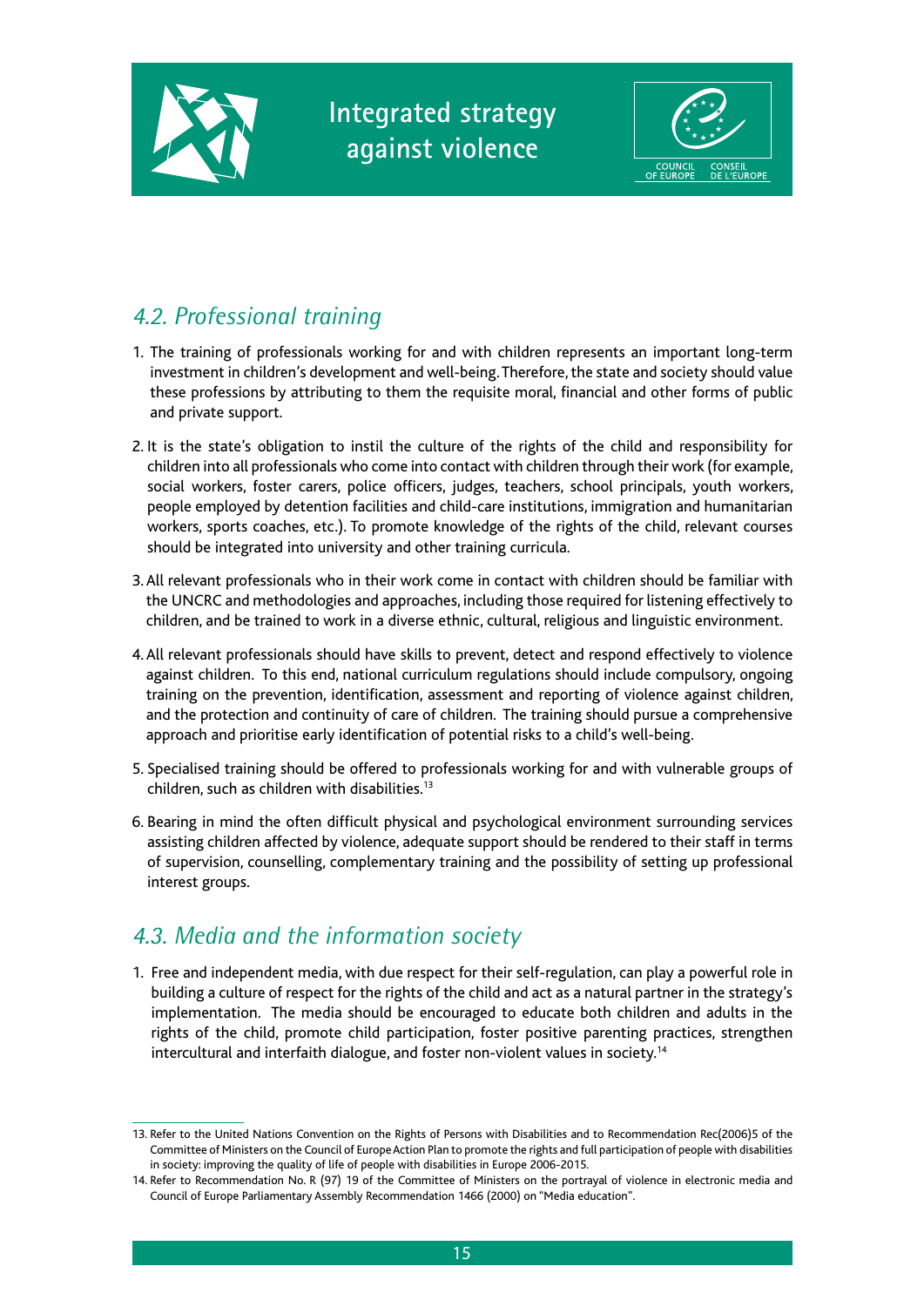## *4.2. Professional training*

1. The training of professionals working for and with children represents an important long-term investment in children's development and well-being. Therefore, the state and society should value these professions by attributing to them the requisite moral, financial and other forms of public and private support.

2. It is the state's obligation to instil the culture of the rights of the child and responsibility for children into all professionals who come into contact with children through their work (for example, social workers, foster carers, police officers, judges, teachers, school principals, youth workers, people employed by detention facilities and child-care institutions, immigration and humanitarian workers, sports coaches, etc.). To promote knowledge of the rights of the child, relevant courses should be integrated into university and other training curricula.

3. All relevant professionals who in their work come in contact with children should be familiar with the UNCRC and methodologies and approaches, including those required for listening effectively to children, and be trained to work in a diverse ethnic, cultural, religious and linguistic environment.

4. All relevant professionals should have skills to prevent, detect and respond effectively to violence against children. To this end, national curriculum regulations should include compulsory, ongoing training on the prevention, identification, assessment and reporting of violence against children, and the protection and continuity of care of children. The training should pursue a comprehensive approach and prioritise early identification of potential risks to a child's well-being.

5. Specialised training should be offered to professionals working for and with vulnerable groups of children, such as children with disabilities.[13]

6. Bearing in mind the often difficult physical and psychological environment surrounding services assisting children affected by violence, adequate support should be rendered to their staff in terms of supervision, counselling, complementary training and the possibility of setting up professional interest groups.

## *4.3. Media and the information society*

1. Free and independent media, with due respect for their self-regulation, can play a powerful role in building a culture of respect for the rights of the child and act as a natural partner in the strategy's implementation. The media should be encouraged to educate both children and adults in the rights of the child, promote child participation, foster positive parenting practices, strengthen intercultural and interfaith dialogue, and foster non-violent values in society.[14]

---

13. Refer to the United Nations Convention on the Rights of Persons with Disabilities and to Recommendation Rec(2006)5 of the Committee of Ministers on the Council of Europe Action Plan to promote the rights and full participation of people with disabilities in society: improving the quality of life of people with disabilities in Europe 2006-2015.

14. Refer to Recommendation No. R (97) 19 of the Committee of Ministers on the portrayal of violence in electronic media and Council of Europe Parliamentary Assembly Recommendation 1466 (2000) on "Media education".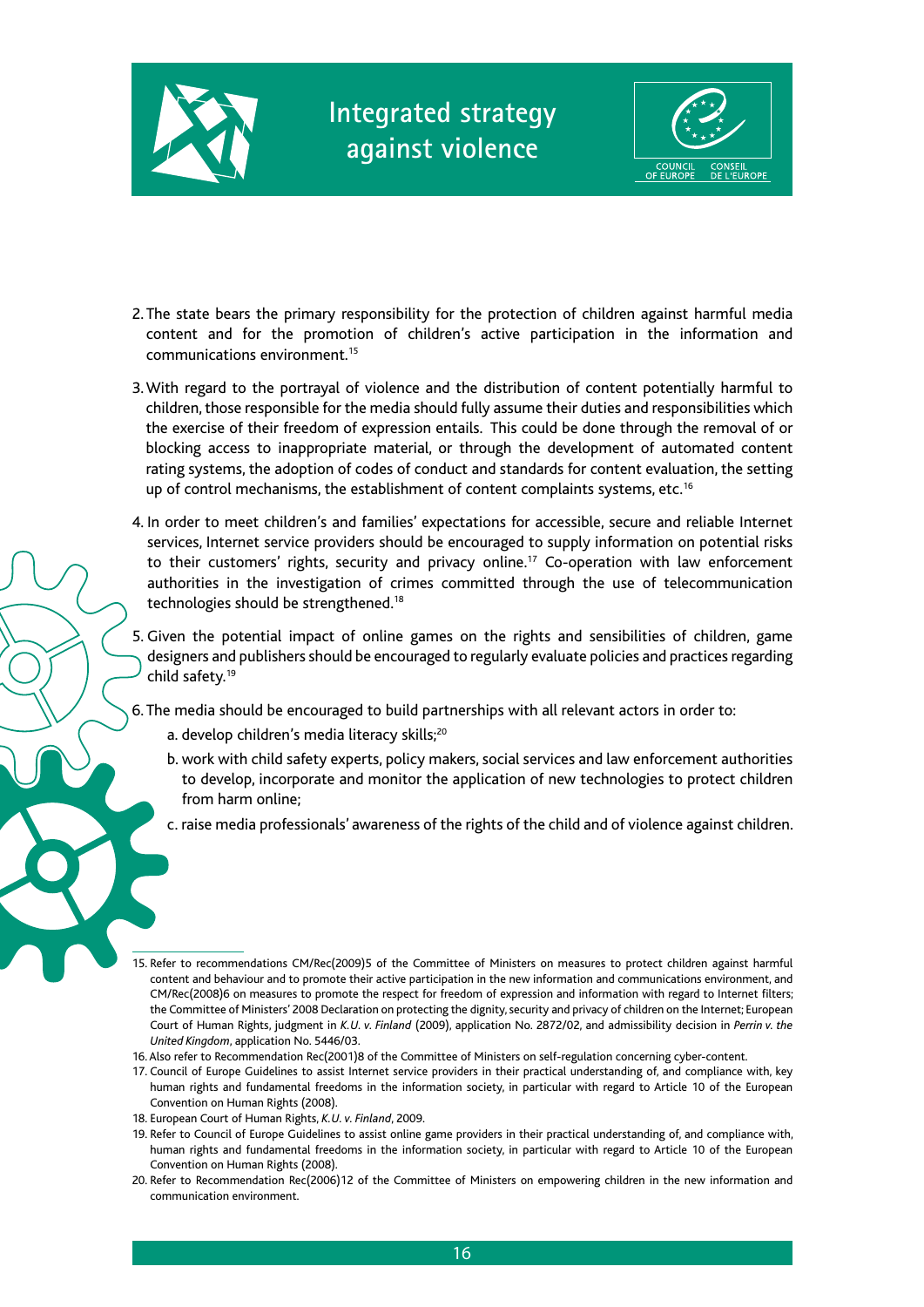2. The state bears the primary responsibility for the protection of children against harmful media content and for the promotion of children's active participation in the information and communications environment.[15]

3. With regard to the portrayal of violence and the distribution of content potentially harmful to children, those responsible for the media should fully assume their duties and responsibilities which the exercise of their freedom of expression entails. This could be done through the removal of or blocking access to inappropriate material, or through the development of automated content rating systems, the adoption of codes of conduct and standards for content evaluation, the setting up of control mechanisms, the establishment of content complaints systems, etc.[16]

4. In order to meet children's and families' expectations for accessible, secure and reliable Internet services, Internet service providers should be encouraged to supply information on potential risks to their customers' rights, security and privacy online.[17] Co-operation with law enforcement authorities in the investigation of crimes committed through the use of telecommunication technologies should be strengthened.[18]

5. Given the potential impact of online games on the rights and sensibilities of children, game designers and publishers should be encouraged to regularly evaluate policies and practices regarding child safety.[19]

6. The media should be encouraged to build partnerships with all relevant actors in order to:

   a. develop children's media literacy skills;[20]

   b. work with child safety experts, policy makers, social services and law enforcement authorities to develop, incorporate and monitor the application of new technologies to protect children from harm online;

   c. raise media professionals' awareness of the rights of the child and of violence against children.

---

15. Refer to recommendations CM/Rec(2009)5 of the Committee of Ministers on measures to protect children against harmful content and behaviour and to promote their active participation in the new information and communications environment, and CM/Rec(2008)6 on measures to promote the respect for freedom of expression and information with regard to Internet filters; the Committee of Ministers' 2008 Declaration on protecting the dignity, security and privacy of children on the Internet; European Court of Human Rights, judgment in *K.U. v. Finland* (2009), application No. 2872/02, and admissibility decision in *Perrin v. the United Kingdom*, application No. 5446/03.

16. Also refer to Recommendation Rec(2001)8 of the Committee of Ministers on self-regulation concerning cyber-content.

17. Council of Europe Guidelines to assist Internet service providers in their practical understanding of, and compliance with, key human rights and fundamental freedoms in the information society, in particular with regard to Article 10 of the European Convention on Human Rights (2008).

18. European Court of Human Rights, *K.U. v. Finland*, 2009.

19. Refer to Council of Europe Guidelines to assist online game providers in their practical understanding of, and compliance with, human rights and fundamental freedoms in the information society, in particular with regard to Article 10 of the European Convention on Human Rights (2008).

20. Refer to Recommendation Rec(2006)12 of the Committee of Ministers on empowering children in the new information and communication environment.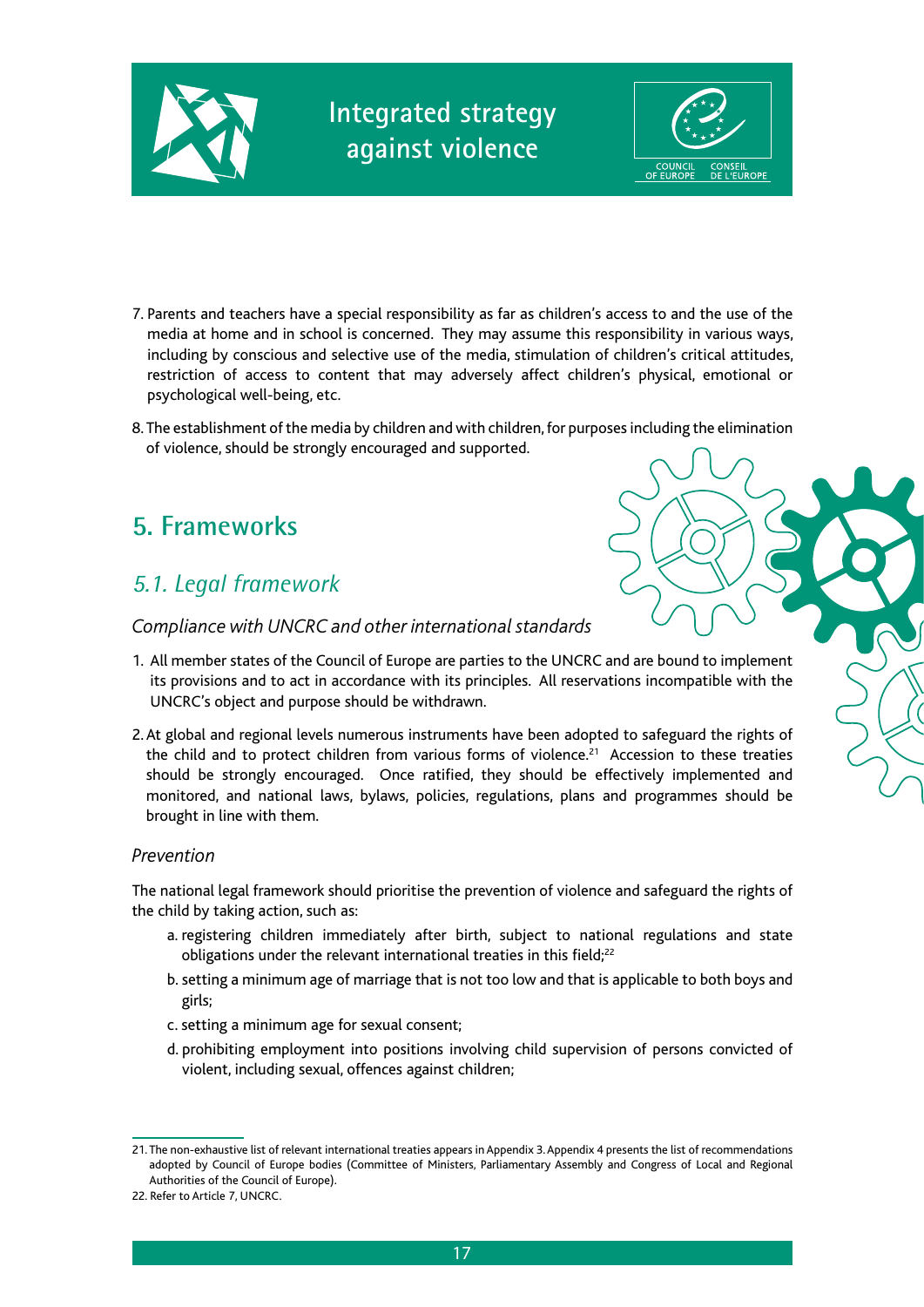7. Parents and teachers have a special responsibility as far as children's access to and the use of the media at home and in school is concerned. They may assume this responsibility in various ways, including by conscious and selective use of the media, stimulation of children's critical attitudes, restriction of access to content that may adversely affect children's physical, emotional or psychological well-being, etc.

8. The establishment of the media by children and with children, for purposes including the elimination of violence, should be strongly encouraged and supported.

## 5. Frameworks

### *5.1. Legal framework*

*Compliance with UNCRC and other international standards*

1. All member states of the Council of Europe are parties to the UNCRC and are bound to implement its provisions and to act in accordance with its principles. All reservations incompatible with the UNCRC's object and purpose should be withdrawn.

2. At global and regional levels numerous instruments have been adopted to safeguard the rights of the child and to protect children from various forms of violence.[21] Accession to these treaties should be strongly encouraged. Once ratified, they should be effectively implemented and monitored, and national laws, bylaws, policies, regulations, plans and programmes should be brought in line with them.

*Prevention*

The national legal framework should prioritise the prevention of violence and safeguard the rights of the child by taking action, such as:

a. registering children immediately after birth, subject to national regulations and state obligations under the relevant international treaties in this field;[22]

b. setting a minimum age of marriage that is not too low and that is applicable to both boys and girls;

c. setting a minimum age for sexual consent;

d. prohibiting employment into positions involving child supervision of persons convicted of violent, including sexual, offences against children;

---

21. The non-exhaustive list of relevant international treaties appears in Appendix 3. Appendix 4 presents the list of recommendations adopted by Council of Europe bodies (Committee of Ministers, Parliamentary Assembly and Congress of Local and Regional Authorities of the Council of Europe).

22. Refer to Article 7, UNCRC.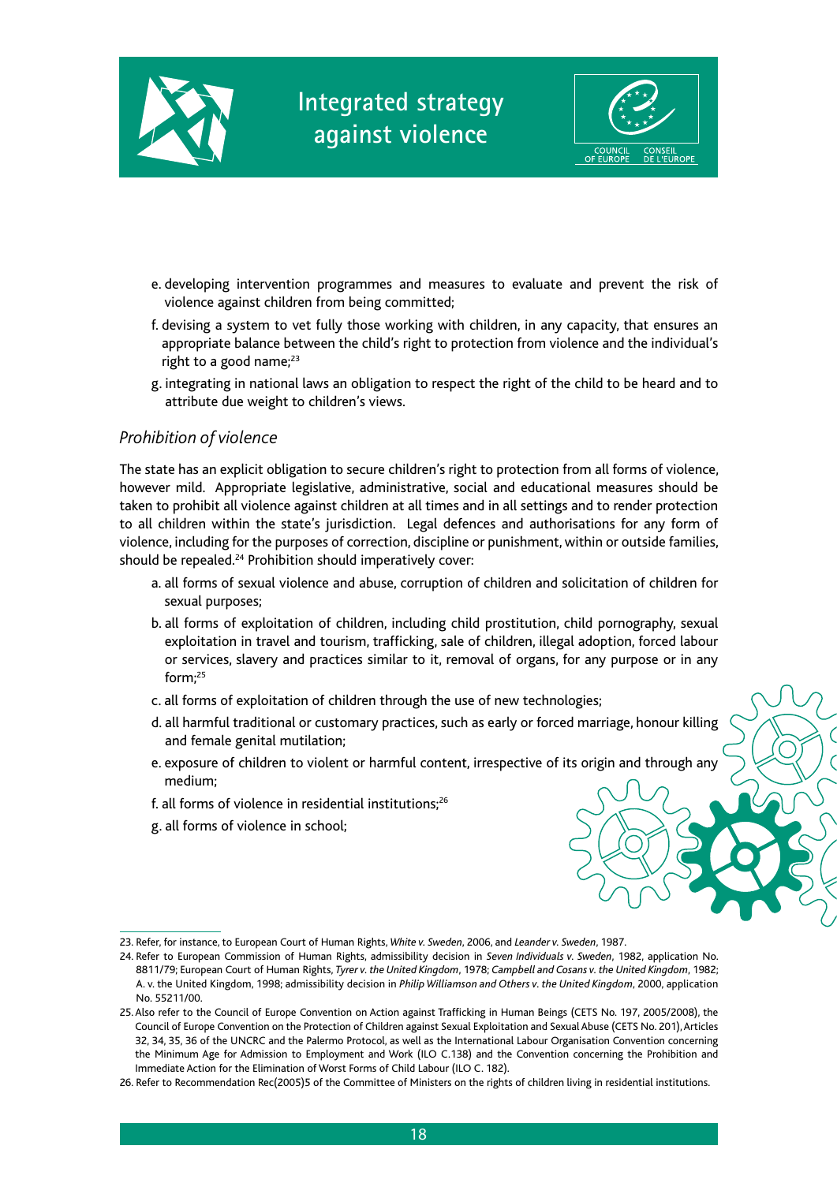e. developing intervention programmes and measures to evaluate and prevent the risk of violence against children from being committed;

f. devising a system to vet fully those working with children, in any capacity, that ensures an appropriate balance between the child's right to protection from violence and the individual's right to a good name;[23]

g. integrating in national laws an obligation to respect the right of the child to be heard and to attribute due weight to children's views.

### *Prohibition of violence*

The state has an explicit obligation to secure children's right to protection from all forms of violence, however mild. Appropriate legislative, administrative, social and educational measures should be taken to prohibit all violence against children at all times and in all settings and to render protection to all children within the state's jurisdiction. Legal defences and authorisations for any form of violence, including for the purposes of correction, discipline or punishment, within or outside families, should be repealed.[24] Prohibition should imperatively cover:

a. all forms of sexual violence and abuse, corruption of children and solicitation of children for sexual purposes;

b. all forms of exploitation of children, including child prostitution, child pornography, sexual exploitation in travel and tourism, trafficking, sale of children, illegal adoption, forced labour or services, slavery and practices similar to it, removal of organs, for any purpose or in any form;[25]

c. all forms of exploitation of children through the use of new technologies;

d. all harmful traditional or customary practices, such as early or forced marriage, honour killing and female genital mutilation;

e. exposure of children to violent or harmful content, irrespective of its origin and through any medium;

f. all forms of violence in residential institutions;[26]

g. all forms of violence in school;

---

23. Refer, for instance, to European Court of Human Rights, *White v. Sweden*, 2006, and *Leander v. Sweden*, 1987.

24. Refer to European Commission of Human Rights, admissibility decision in *Seven Individuals v. Sweden*, 1982, application No. 8811/79; European Court of Human Rights, *Tyrer v. the United Kingdom*, 1978; *Campbell and Cosans v. the United Kingdom*, 1982; A. v. the United Kingdom, 1998; admissibility decision in *Philip Williamson and Others v. the United Kingdom*, 2000, application No. 55211/00.

25. Also refer to the Council of Europe Convention on Action against Trafficking in Human Beings (CETS No. 197, 2005/2008), the Council of Europe Convention on the Protection of Children against Sexual Exploitation and Sexual Abuse (CETS No. 201), Articles 32, 34, 35, 36 of the UNCRC and the Palermo Protocol, as well as the International Labour Organisation Convention concerning the Minimum Age for Admission to Employment and Work (ILO C.138) and the Convention concerning the Prohibition and Immediate Action for the Elimination of Worst Forms of Child Labour (ILO C. 182).

26. Refer to Recommendation Rec(2005)5 of the Committee of Ministers on the rights of children living in residential institutions.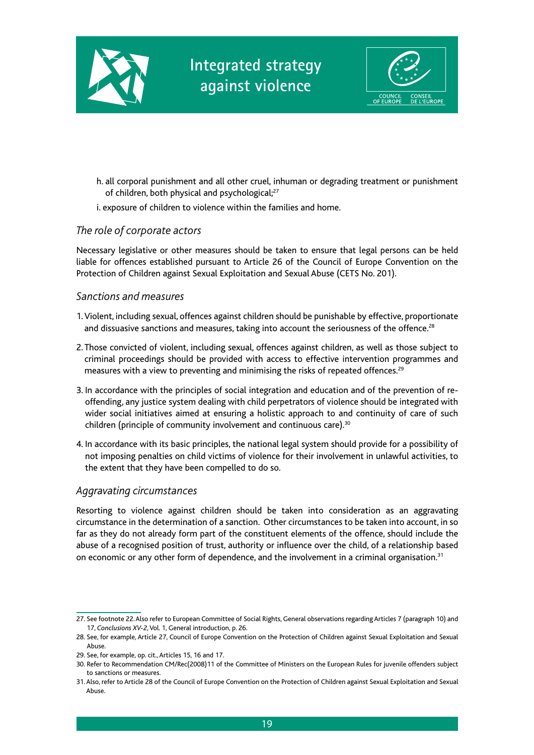h. all corporal punishment and all other cruel, inhuman or degrading treatment or punishment of children, both physical and psychological;[27]

i. exposure of children to violence within the families and home.

### *The role of corporate actors*

Necessary legislative or other measures should be taken to ensure that legal persons can be held liable for offences established pursuant to Article 26 of the Council of Europe Convention on the Protection of Children against Sexual Exploitation and Sexual Abuse (CETS No. 201).

### *Sanctions and measures*

1. Violent, including sexual, offences against children should be punishable by effective, proportionate and dissuasive sanctions and measures, taking into account the seriousness of the offence.[28]

2. Those convicted of violent, including sexual, offences against children, as well as those subject to criminal proceedings should be provided with access to effective intervention programmes and measures with a view to preventing and minimising the risks of repeated offences.[29]

3. In accordance with the principles of social integration and education and of the prevention of re-offending, any justice system dealing with child perpetrators of violence should be integrated with wider social initiatives aimed at ensuring a holistic approach to and continuity of care of such children (principle of community involvement and continuous care).[30]

4. In accordance with its basic principles, the national legal system should provide for a possibility of not imposing penalties on child victims of violence for their involvement in unlawful activities, to the extent that they have been compelled to do so.

### *Aggravating circumstances*

Resorting to violence against children should be taken into consideration as an aggravating circumstance in the determination of a sanction. Other circumstances to be taken into account, in so far as they do not already form part of the constituent elements of the offence, should include the abuse of a recognised position of trust, authority or influence over the child, of a relationship based on economic or any other form of dependence, and the involvement in a criminal organisation.[31]

---

27. See footnote 22. Also refer to European Committee of Social Rights, General observations regarding Articles 7 (paragraph 10) and 17, *Conclusions XV-2*, Vol. 1, General introduction, p. 26.

28. See, for example, Article 27, Council of Europe Convention on the Protection of Children against Sexual Exploitation and Sexual Abuse.

29. See, for example, op. cit., Articles 15, 16 and 17.

30. Refer to Recommendation CM/Rec(2008)11 of the Committee of Ministers on the European Rules for juvenile offenders subject to sanctions or measures.

31. Also, refer to Article 28 of the Council of Europe Convention on the Protection of Children against Sexual Exploitation and Sexual Abuse.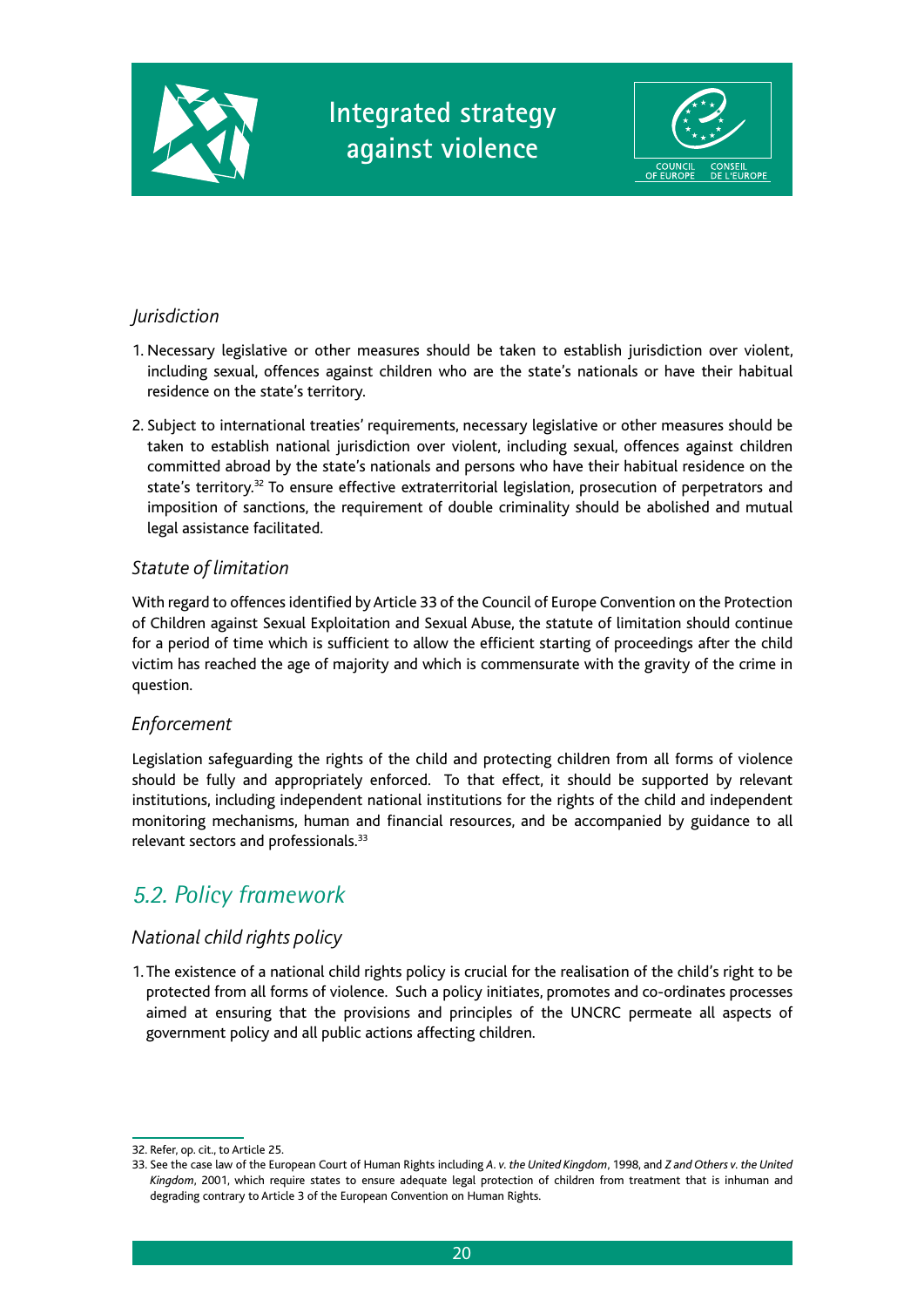### *Jurisdiction*

1. Necessary legislative or other measures should be taken to establish jurisdiction over violent, including sexual, offences against children who are the state's nationals or have their habitual residence on the state's territory.

2. Subject to international treaties' requirements, necessary legislative or other measures should be taken to establish national jurisdiction over violent, including sexual, offences against children committed abroad by the state's nationals and persons who have their habitual residence on the state's territory.[32] To ensure effective extraterritorial legislation, prosecution of perpetrators and imposition of sanctions, the requirement of double criminality should be abolished and mutual legal assistance facilitated.

### *Statute of limitation*

With regard to offences identified by Article 33 of the Council of Europe Convention on the Protection of Children against Sexual Exploitation and Sexual Abuse, the statute of limitation should continue for a period of time which is sufficient to allow the efficient starting of proceedings after the child victim has reached the age of majority and which is commensurate with the gravity of the crime in question.

### *Enforcement*

Legislation safeguarding the rights of the child and protecting children from all forms of violence should be fully and appropriately enforced. To that effect, it should be supported by relevant institutions, including independent national institutions for the rights of the child and independent monitoring mechanisms, human and financial resources, and be accompanied by guidance to all relevant sectors and professionals.[33]

## *5.2. Policy framework*

### *National child rights policy*

1. The existence of a national child rights policy is crucial for the realisation of the child's right to be protected from all forms of violence. Such a policy initiates, promotes and co-ordinates processes aimed at ensuring that the provisions and principles of the UNCRC permeate all aspects of government policy and all public actions affecting children.

---

32. Refer, op. cit., to Article 25.

33. See the case law of the European Court of Human Rights including *A. v. the United Kingdom*, 1998, and *Z and Others v. the United Kingdom*, 2001, which require states to ensure adequate legal protection of children from treatment that is inhuman and degrading contrary to Article 3 of the European Convention on Human Rights.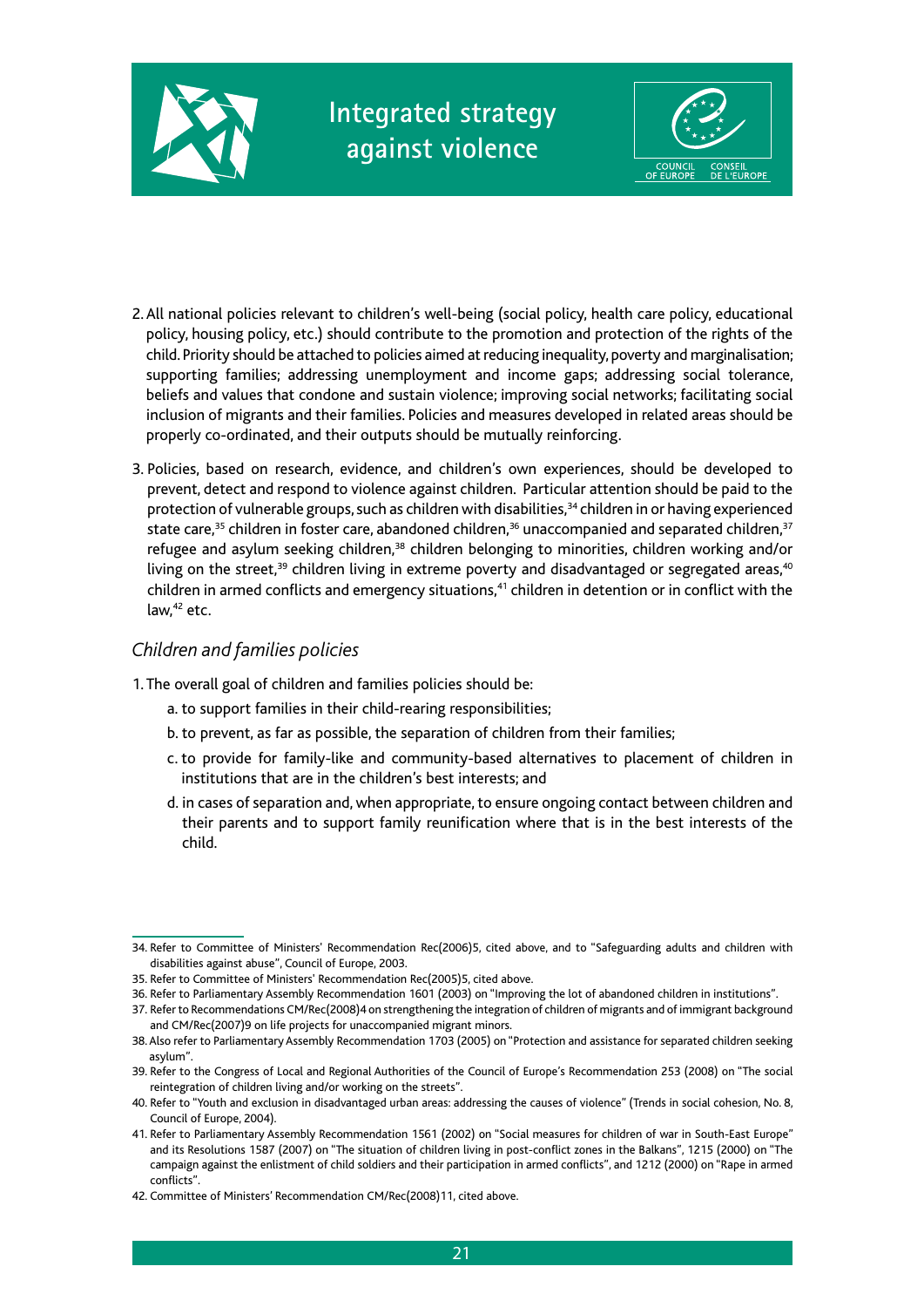2. All national policies relevant to children's well-being (social policy, health care policy, educational policy, housing policy, etc.) should contribute to the promotion and protection of the rights of the child. Priority should be attached to policies aimed at reducing inequality, poverty and marginalisation; supporting families; addressing unemployment and income gaps; addressing social tolerance, beliefs and values that condone and sustain violence; improving social networks; facilitating social inclusion of migrants and their families. Policies and measures developed in related areas should be properly co-ordinated, and their outputs should be mutually reinforcing.

3. Policies, based on research, evidence, and children's own experiences, should be developed to prevent, detect and respond to violence against children. Particular attention should be paid to the protection of vulnerable groups, such as children with disabilities,[34] children in or having experienced state care,[35] children in foster care, abandoned children,[36] unaccompanied and separated children,[37] refugee and asylum seeking children,[38] children belonging to minorities, children working and/or living on the street,[39] children living in extreme poverty and disadvantaged or segregated areas,[40] children in armed conflicts and emergency situations,[41] children in detention or in conflict with the law,[42] etc.

### *Children and families policies*

1. The overall goal of children and families policies should be:
   a. to support families in their child-rearing responsibilities;
   b. to prevent, as far as possible, the separation of children from their families;
   c. to provide for family-like and community-based alternatives to placement of children in institutions that are in the children's best interests; and
   d. in cases of separation and, when appropriate, to ensure ongoing contact between children and their parents and to support family reunification where that is in the best interests of the child.

---

34. Refer to Committee of Ministers' Recommendation Rec(2006)5, cited above, and to "Safeguarding adults and children with disabilities against abuse", Council of Europe, 2003.

35. Refer to Committee of Ministers' Recommendation Rec(2005)5, cited above.

36. Refer to Parliamentary Assembly Recommendation 1601 (2003) on "Improving the lot of abandoned children in institutions".

37. Refer to Recommendations CM/Rec(2008)4 on strengthening the integration of children of migrants and of immigrant background and CM/Rec(2007)9 on life projects for unaccompanied migrant minors.

38. Also refer to Parliamentary Assembly Recommendation 1703 (2005) on "Protection and assistance for separated children seeking asylum".

39. Refer to the Congress of Local and Regional Authorities of the Council of Europe's Recommendation 253 (2008) on "The social reintegration of children living and/or working on the streets".

40. Refer to "Youth and exclusion in disadvantaged urban areas: addressing the causes of violence" (Trends in social cohesion, No. 8, Council of Europe, 2004).

41. Refer to Parliamentary Assembly Recommendation 1561 (2002) on "Social measures for children of war in South-East Europe" and its Resolutions 1587 (2007) on "The situation of children living in post-conflict zones in the Balkans", 1215 (2000) on "The campaign against the enlistment of child soldiers and their participation in armed conflicts", and 1212 (2000) on "Rape in armed conflicts".

42. Committee of Ministers' Recommendation CM/Rec(2008)11, cited above.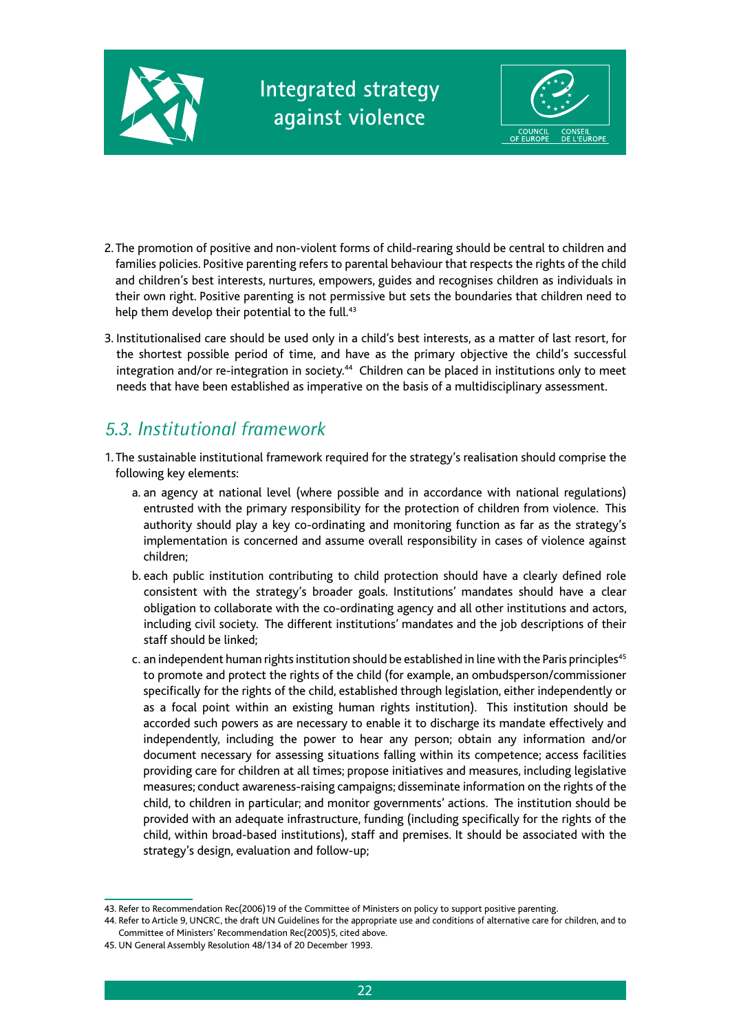2. The promotion of positive and non-violent forms of child-rearing should be central to children and families policies. Positive parenting refers to parental behaviour that respects the rights of the child and children's best interests, nurtures, empowers, guides and recognises children as individuals in their own right. Positive parenting is not permissive but sets the boundaries that children need to help them develop their potential to the full.[43]

3. Institutionalised care should be used only in a child's best interests, as a matter of last resort, for the shortest possible period of time, and have as the primary objective the child's successful integration and/or re-integration in society.[44] Children can be placed in institutions only to meet needs that have been established as imperative on the basis of a multidisciplinary assessment.

## *5.3. Institutional framework*

1. The sustainable institutional framework required for the strategy's realisation should comprise the following key elements:

   a. an agency at national level (where possible and in accordance with national regulations) entrusted with the primary responsibility for the protection of children from violence. This authority should play a key co-ordinating and monitoring function as far as the strategy's implementation is concerned and assume overall responsibility in cases of violence against children;

   b. each public institution contributing to child protection should have a clearly defined role consistent with the strategy's broader goals. Institutions' mandates should have a clear obligation to collaborate with the co-ordinating agency and all other institutions and actors, including civil society. The different institutions' mandates and the job descriptions of their staff should be linked;

   c. an independent human rights institution should be established in line with the Paris principles[45] to promote and protect the rights of the child (for example, an ombudsperson/commissioner specifically for the rights of the child, established through legislation, either independently or as a focal point within an existing human rights institution). This institution should be accorded such powers as are necessary to enable it to discharge its mandate effectively and independently, including the power to hear any person; obtain any information and/or document necessary for assessing situations falling within its competence; access facilities providing care for children at all times; propose initiatives and measures, including legislative measures; conduct awareness-raising campaigns; disseminate information on the rights of the child, to children in particular; and monitor governments' actions. The institution should be provided with an adequate infrastructure, funding (including specifically for the rights of the child, within broad-based institutions), staff and premises. It should be associated with the strategy's design, evaluation and follow-up;

---

43. Refer to Recommendation Rec(2006)19 of the Committee of Ministers on policy to support positive parenting.

44. Refer to Article 9, UNCRC, the draft UN Guidelines for the appropriate use and conditions of alternative care for children, and to Committee of Ministers' Recommendation Rec(2005)5, cited above.

45. UN General Assembly Resolution 48/134 of 20 December 1993.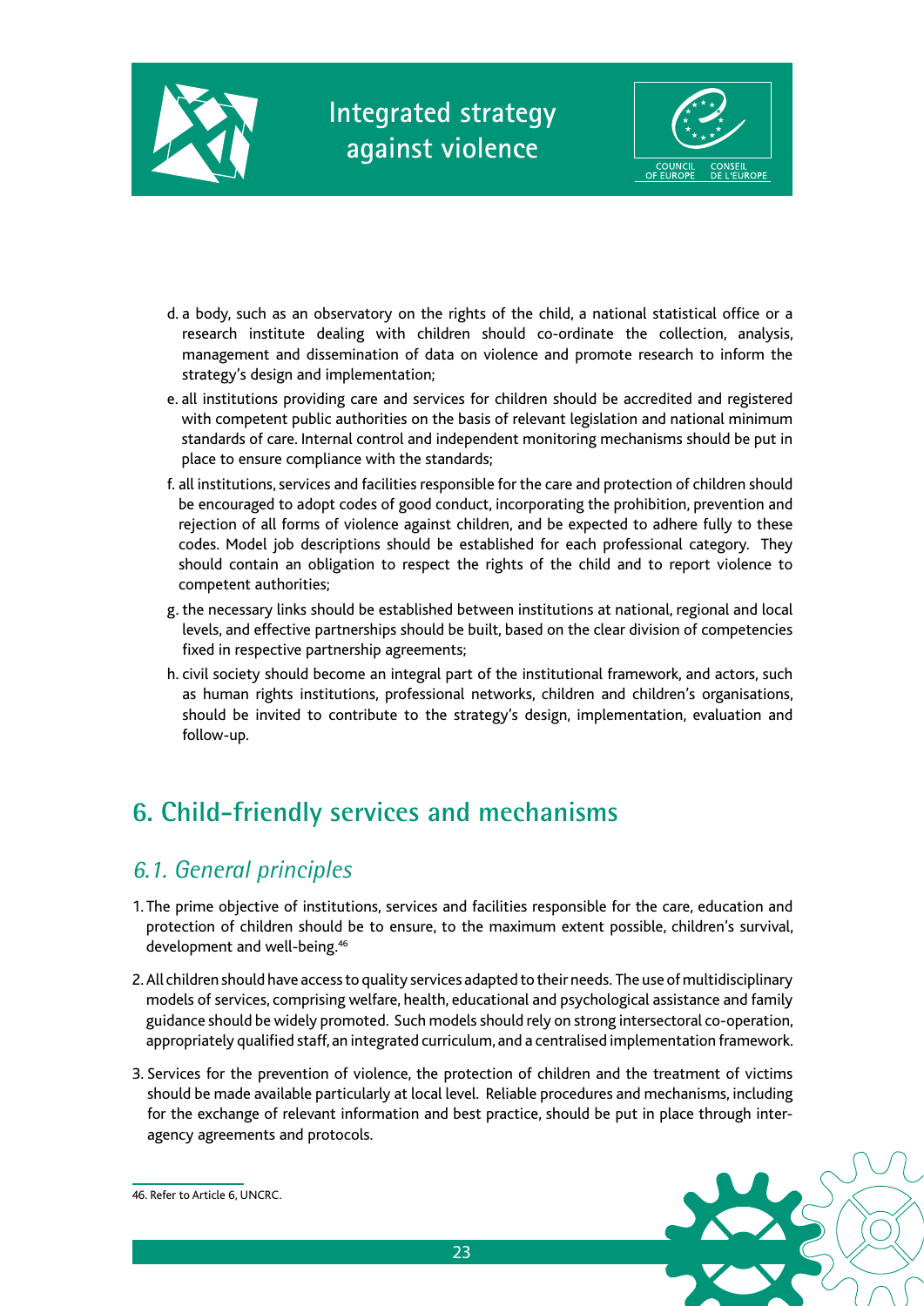d. a body, such as an observatory on the rights of the child, a national statistical office or a research institute dealing with children should co-ordinate the collection, analysis, management and dissemination of data on violence and promote research to inform the strategy's design and implementation;

e. all institutions providing care and services for children should be accredited and registered with competent public authorities on the basis of relevant legislation and national minimum standards of care. Internal control and independent monitoring mechanisms should be put in place to ensure compliance with the standards;

f. all institutions, services and facilities responsible for the care and protection of children should be encouraged to adopt codes of good conduct, incorporating the prohibition, prevention and rejection of all forms of violence against children, and be expected to adhere fully to these codes. Model job descriptions should be established for each professional category. They should contain an obligation to respect the rights of the child and to report violence to competent authorities;

g. the necessary links should be established between institutions at national, regional and local levels, and effective partnerships should be built, based on the clear division of competencies fixed in respective partnership agreements;

h. civil society should become an integral part of the institutional framework, and actors, such as human rights institutions, professional networks, children and children's organisations, should be invited to contribute to the strategy's design, implementation, evaluation and follow-up.

## 6. Child-friendly services and mechanisms

### *6.1. General principles*

1. The prime objective of institutions, services and facilities responsible for the care, education and protection of children should be to ensure, to the maximum extent possible, children's survival, development and well-being.[46]

2. All children should have access to quality services adapted to their needs. The use of multidisciplinary models of services, comprising welfare, health, educational and psychological assistance and family guidance should be widely promoted. Such models should rely on strong intersectoral co-operation, appropriately qualified staff, an integrated curriculum, and a centralised implementation framework.

3. Services for the prevention of violence, the protection of children and the treatment of victims should be made available particularly at local level. Reliable procedures and mechanisms, including for the exchange of relevant information and best practice, should be put in place through inter-agency agreements and protocols.

46. Refer to Article 6, UNCRC.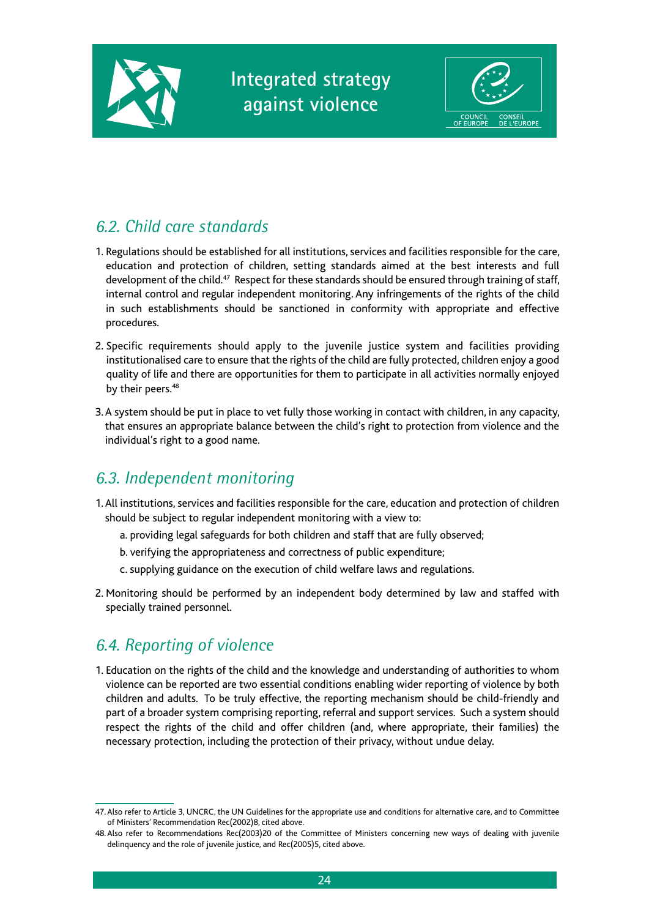## *6.2. Child care standards*

1. Regulations should be established for all institutions, services and facilities responsible for the care, education and protection of children, setting standards aimed at the best interests and full development of the child.[47] Respect for these standards should be ensured through training of staff, internal control and regular independent monitoring. Any infringements of the rights of the child in such establishments should be sanctioned in conformity with appropriate and effective procedures.

2. Specific requirements should apply to the juvenile justice system and facilities providing institutionalised care to ensure that the rights of the child are fully protected, children enjoy a good quality of life and there are opportunities for them to participate in all activities normally enjoyed by their peers.[48]

3. A system should be put in place to vet fully those working in contact with children, in any capacity, that ensures an appropriate balance between the child's right to protection from violence and the individual's right to a good name.

## *6.3. Independent monitoring*

1. All institutions, services and facilities responsible for the care, education and protection of children should be subject to regular independent monitoring with a view to:

   a. providing legal safeguards for both children and staff that are fully observed;

   b. verifying the appropriateness and correctness of public expenditure;

   c. supplying guidance on the execution of child welfare laws and regulations.

2. Monitoring should be performed by an independent body determined by law and staffed with specially trained personnel.

## *6.4. Reporting of violence*

1. Education on the rights of the child and the knowledge and understanding of authorities to whom violence can be reported are two essential conditions enabling wider reporting of violence by both children and adults. To be truly effective, the reporting mechanism should be child-friendly and part of a broader system comprising reporting, referral and support services. Such a system should respect the rights of the child and offer children (and, where appropriate, their families) the necessary protection, including the protection of their privacy, without undue delay.

---

47. Also refer to Article 3, UNCRC, the UN Guidelines for the appropriate use and conditions for alternative care, and to Committee of Ministers' Recommendation Rec(2002)8, cited above.

48. Also refer to Recommendations Rec(2003)20 of the Committee of Ministers concerning new ways of dealing with juvenile delinquency and the role of juvenile justice, and Rec(2005)5, cited above.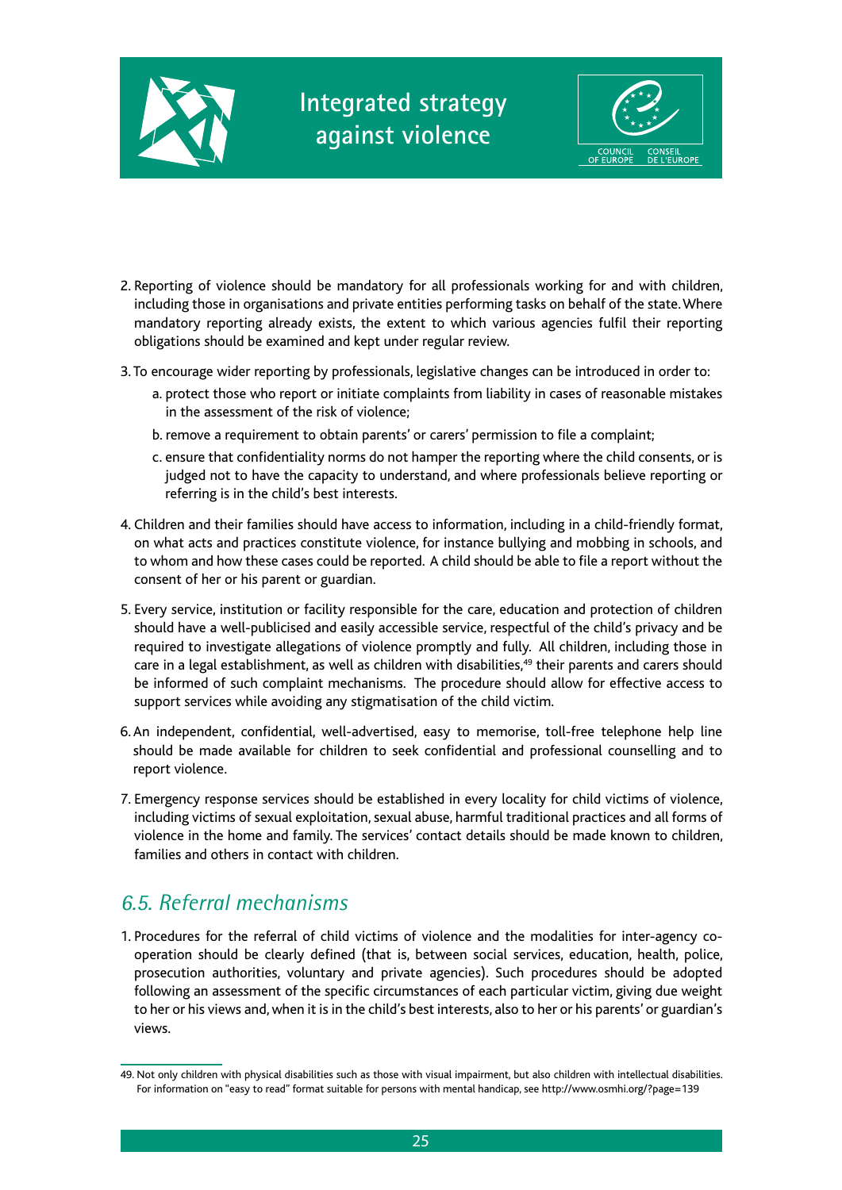2. Reporting of violence should be mandatory for all professionals working for and with children, including those in organisations and private entities performing tasks on behalf of the state. Where mandatory reporting already exists, the extent to which various agencies fulfil their reporting obligations should be examined and kept under regular review.

3. To encourage wider reporting by professionals, legislative changes can be introduced in order to:

   a. protect those who report or initiate complaints from liability in cases of reasonable mistakes in the assessment of the risk of violence;

   b. remove a requirement to obtain parents' or carers' permission to file a complaint;

   c. ensure that confidentiality norms do not hamper the reporting where the child consents, or is judged not to have the capacity to understand, and where professionals believe reporting or referring is in the child's best interests.

4. Children and their families should have access to information, including in a child-friendly format, on what acts and practices constitute violence, for instance bullying and mobbing in schools, and to whom and how these cases could be reported. A child should be able to file a report without the consent of her or his parent or guardian.

5. Every service, institution or facility responsible for the care, education and protection of children should have a well-publicised and easily accessible service, respectful of the child's privacy and be required to investigate allegations of violence promptly and fully. All children, including those in care in a legal establishment, as well as children with disabilities,[49] their parents and carers should be informed of such complaint mechanisms. The procedure should allow for effective access to support services while avoiding any stigmatisation of the child victim.

6. An independent, confidential, well-advertised, easy to memorise, toll-free telephone help line should be made available for children to seek confidential and professional counselling and to report violence.

7. Emergency response services should be established in every locality for child victims of violence, including victims of sexual exploitation, sexual abuse, harmful traditional practices and all forms of violence in the home and family. The services' contact details should be made known to children, families and others in contact with children.

## *6.5. Referral mechanisms*

1. Procedures for the referral of child victims of violence and the modalities for inter-agency co-operation should be clearly defined (that is, between social services, education, health, police, prosecution authorities, voluntary and private agencies). Such procedures should be adopted following an assessment of the specific circumstances of each particular victim, giving due weight to her or his views and, when it is in the child's best interests, also to her or his parents' or guardian's views.

---

49. Not only children with physical disabilities such as those with visual impairment, but also children with intellectual disabilities. For information on "easy to read" format suitable for persons with mental handicap, see http://www.osmhi.org/?page=139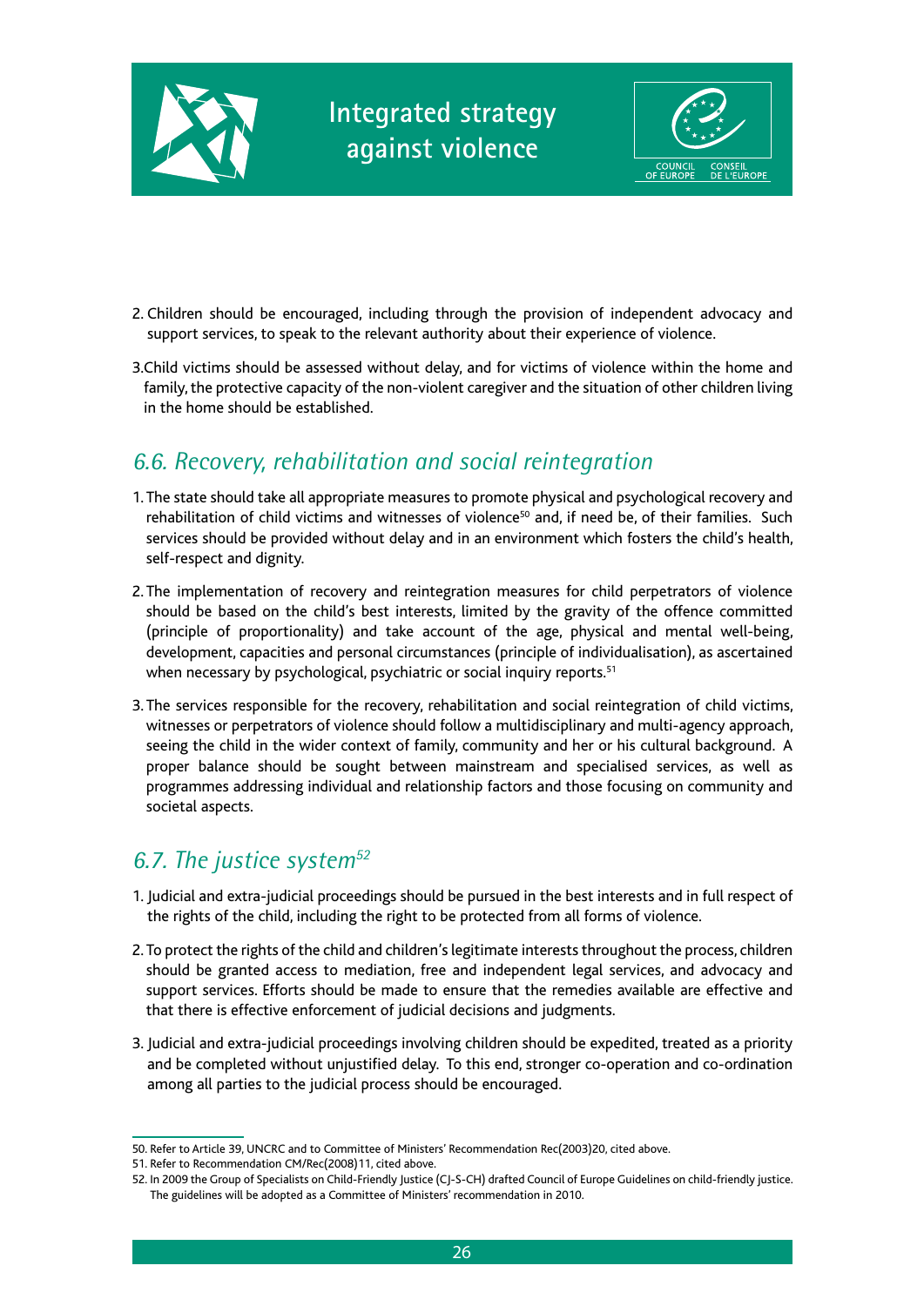2. Children should be encouraged, including through the provision of independent advocacy and support services, to speak to the relevant authority about their experience of violence.

3. Child victims should be assessed without delay, and for victims of violence within the home and family, the protective capacity of the non-violent caregiver and the situation of other children living in the home should be established.

## *6.6. Recovery, rehabilitation and social reintegration*

1. The state should take all appropriate measures to promote physical and psychological recovery and rehabilitation of child victims and witnesses of violence[50] and, if need be, of their families. Such services should be provided without delay and in an environment which fosters the child's health, self-respect and dignity.

2. The implementation of recovery and reintegration measures for child perpetrators of violence should be based on the child's best interests, limited by the gravity of the offence committed (principle of proportionality) and take account of the age, physical and mental well-being, development, capacities and personal circumstances (principle of individualisation), as ascertained when necessary by psychological, psychiatric or social inquiry reports.[51]

3. The services responsible for the recovery, rehabilitation and social reintegration of child victims, witnesses or perpetrators of violence should follow a multidisciplinary and multi-agency approach, seeing the child in the wider context of family, community and her or his cultural background. A proper balance should be sought between mainstream and specialised services, as well as programmes addressing individual and relationship factors and those focusing on community and societal aspects.

## *6.7. The justice system[52]*

1. Judicial and extra-judicial proceedings should be pursued in the best interests and in full respect of the rights of the child, including the right to be protected from all forms of violence.

2. To protect the rights of the child and children's legitimate interests throughout the process, children should be granted access to mediation, free and independent legal services, and advocacy and support services. Efforts should be made to ensure that the remedies available are effective and that there is effective enforcement of judicial decisions and judgments.

3. Judicial and extra-judicial proceedings involving children should be expedited, treated as a priority and be completed without unjustified delay. To this end, stronger co-operation and co-ordination among all parties to the judicial process should be encouraged.

---

50. Refer to Article 39, UNCRC and to Committee of Ministers' Recommendation Rec(2003)20, cited above.

51. Refer to Recommendation CM/Rec(2008)11, cited above.

52. In 2009 the Group of Specialists on Child-Friendly Justice (CJ-S-CH) drafted Council of Europe Guidelines on child-friendly justice. The guidelines will be adopted as a Committee of Ministers' recommendation in 2010.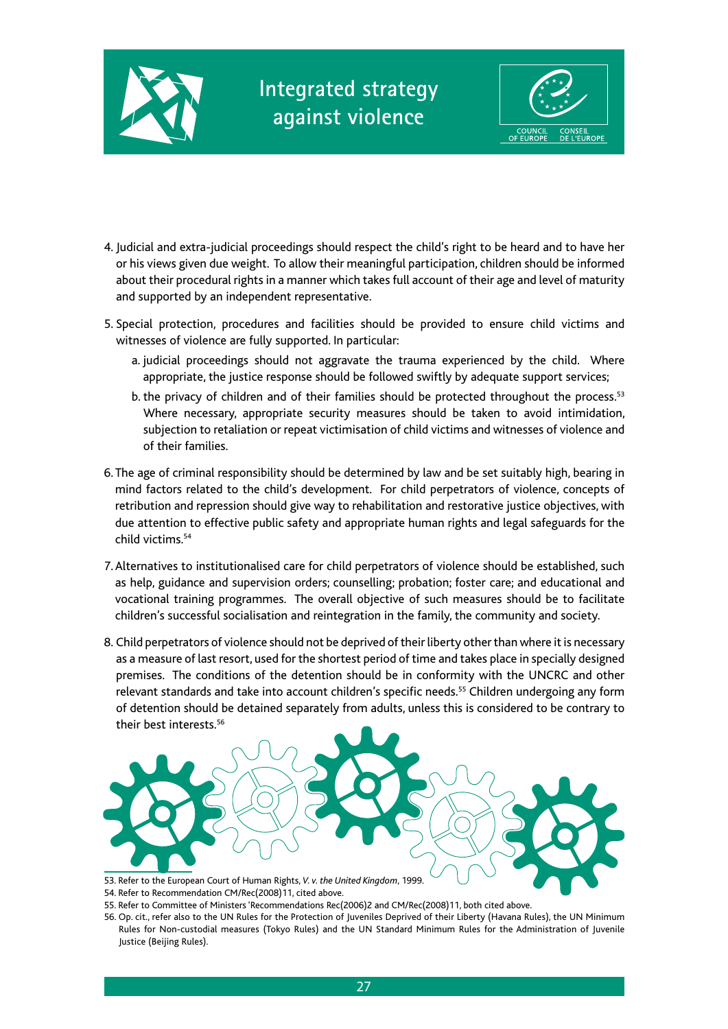4. Judicial and extra-judicial proceedings should respect the child's right to be heard and to have her or his views given due weight. To allow their meaningful participation, children should be informed about their procedural rights in a manner which takes full account of their age and level of maturity and supported by an independent representative.

5. Special protection, procedures and facilities should be provided to ensure child victims and witnesses of violence are fully supported. In particular:
   a. judicial proceedings should not aggravate the trauma experienced by the child. Where appropriate, the justice response should be followed swiftly by adequate support services;
   b. the privacy of children and of their families should be protected throughout the process.[53] Where necessary, appropriate security measures should be taken to avoid intimidation, subjection to retaliation or repeat victimisation of child victims and witnesses of violence and of their families.

6. The age of criminal responsibility should be determined by law and be set suitably high, bearing in mind factors related to the child's development. For child perpetrators of violence, concepts of retribution and repression should give way to rehabilitation and restorative justice objectives, with due attention to effective public safety and appropriate human rights and legal safeguards for the child victims.[54]

7. Alternatives to institutionalised care for child perpetrators of violence should be established, such as help, guidance and supervision orders; counselling; probation; foster care; and educational and vocational training programmes. The overall objective of such measures should be to facilitate children's successful socialisation and reintegration in the family, the community and society.

8. Child perpetrators of violence should not be deprived of their liberty other than where it is necessary as a measure of last resort, used for the shortest period of time and takes place in specially designed premises. The conditions of the detention should be in conformity with the UNCRC and other relevant standards and take into account children's specific needs.[55] Children undergoing any form of detention should be detained separately from adults, unless this is considered to be contrary to their best interests.[56]

53. Refer to the European Court of Human Rights, *V. v. the United Kingdom*, 1999.
54. Refer to Recommendation CM/Rec(2008)11, cited above.
55. Refer to Committee of Ministers 'Recommendations Rec(2006)2 and CM/Rec(2008)11, both cited above.
56. Op. cit., refer also to the UN Rules for the Protection of Juveniles Deprived of their Liberty (Havana Rules), the UN Minimum Rules for Non-custodial measures (Tokyo Rules) and the UN Standard Minimum Rules for the Administration of Juvenile Justice (Beijing Rules).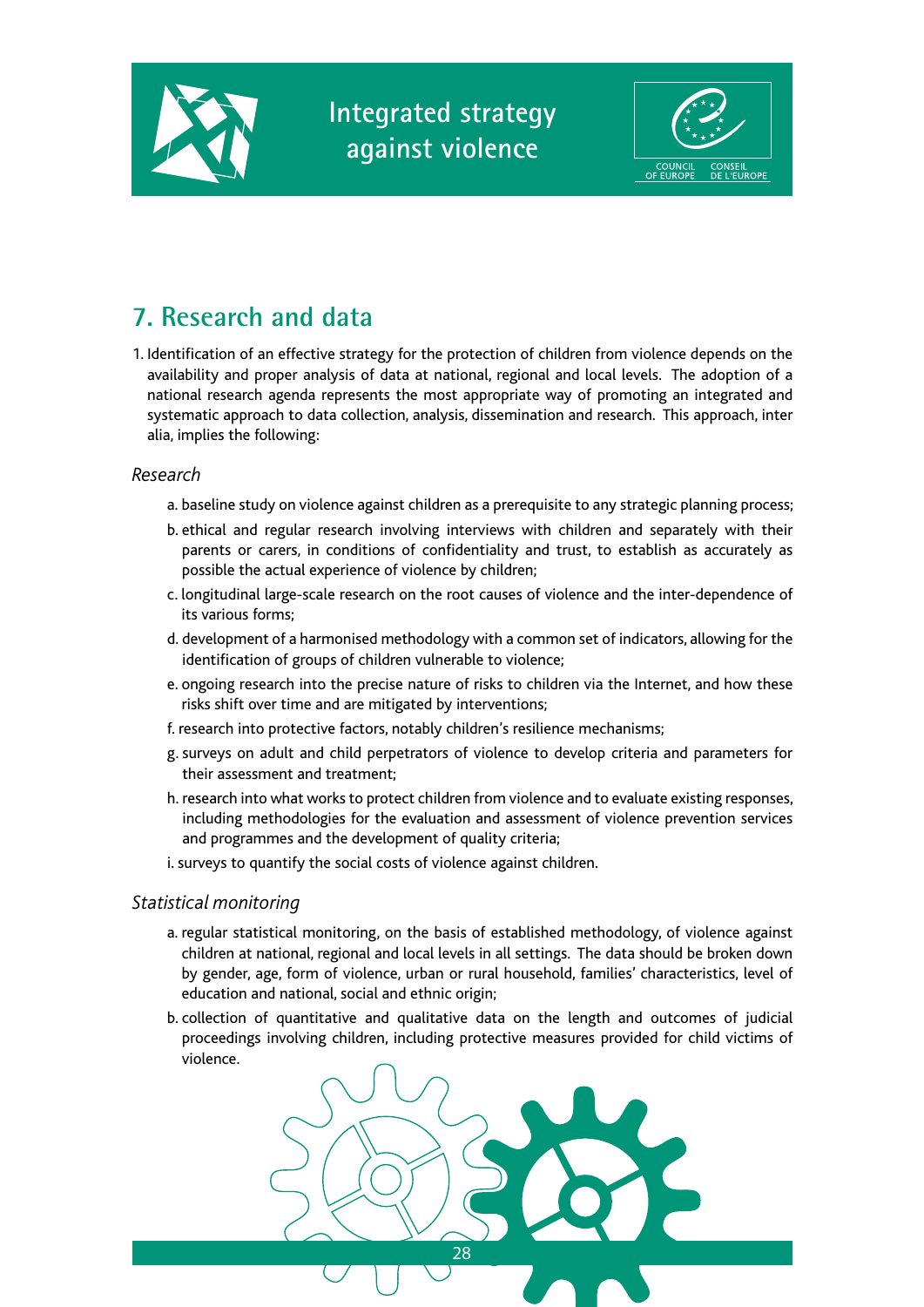## 7. Research and data

1. Identification of an effective strategy for the protection of children from violence depends on the availability and proper analysis of data at national, regional and local levels. The adoption of a national research agenda represents the most appropriate way of promoting an integrated and systematic approach to data collection, analysis, dissemination and research. This approach, inter alia, implies the following:

*Research*

a. baseline study on violence against children as a prerequisite to any strategic planning process;

b. ethical and regular research involving interviews with children and separately with their parents or carers, in conditions of confidentiality and trust, to establish as accurately as possible the actual experience of violence by children;

c. longitudinal large-scale research on the root causes of violence and the inter-dependence of its various forms;

d. development of a harmonised methodology with a common set of indicators, allowing for the identification of groups of children vulnerable to violence;

e. ongoing research into the precise nature of risks to children via the Internet, and how these risks shift over time and are mitigated by interventions;

f. research into protective factors, notably children's resilience mechanisms;

g. surveys on adult and child perpetrators of violence to develop criteria and parameters for their assessment and treatment;

h. research into what works to protect children from violence and to evaluate existing responses, including methodologies for the evaluation and assessment of violence prevention services and programmes and the development of quality criteria;

i. surveys to quantify the social costs of violence against children.

*Statistical monitoring*

a. regular statistical monitoring, on the basis of established methodology, of violence against children at national, regional and local levels in all settings. The data should be broken down by gender, age, form of violence, urban or rural household, families' characteristics, level of education and national, social and ethnic origin;

b. collection of quantitative and qualitative data on the length and outcomes of judicial proceedings involving children, including protective measures provided for child victims of violence.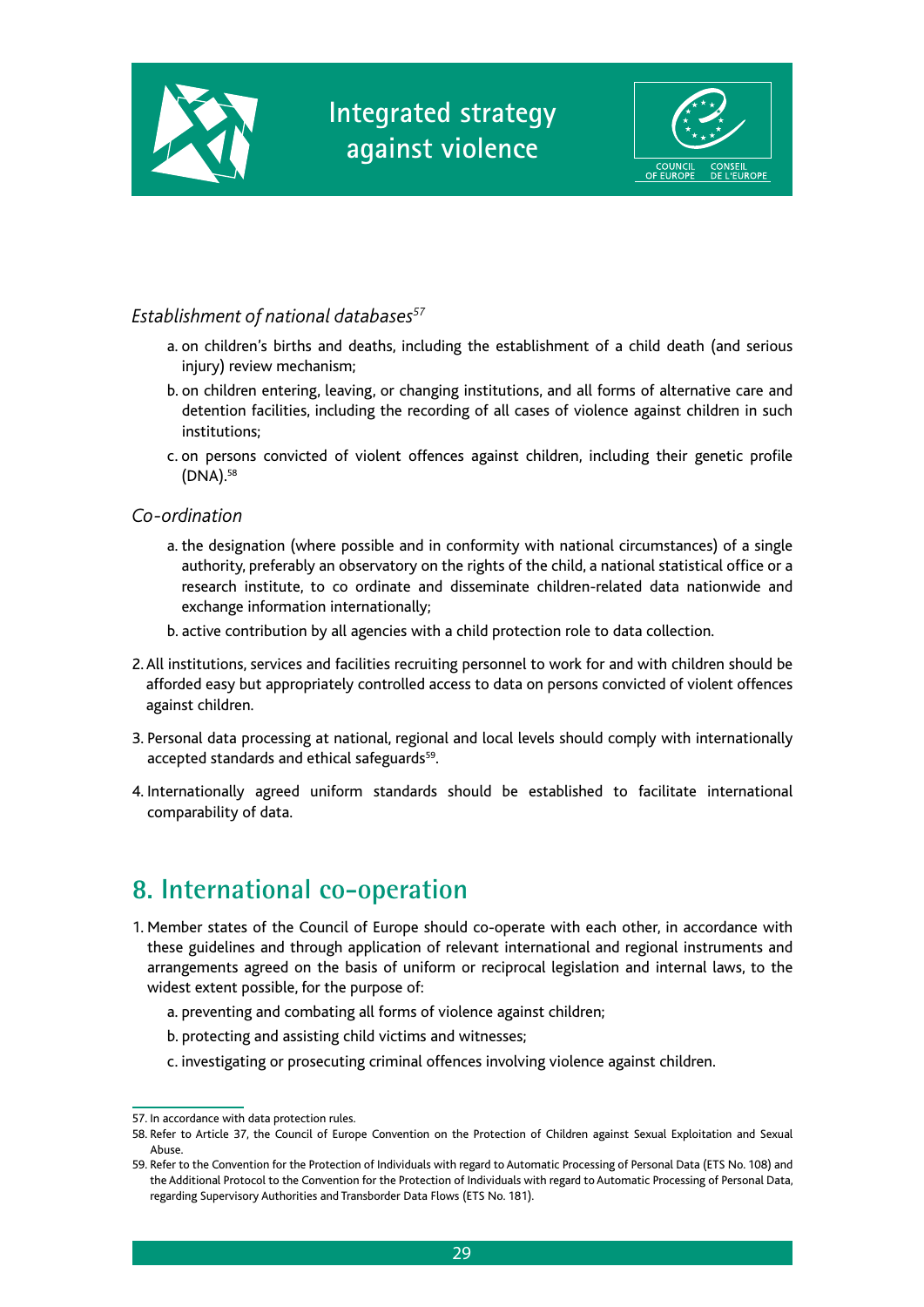*Establishment of national databases*[57]

a. on children's births and deaths, including the establishment of a child death (and serious injury) review mechanism;

b. on children entering, leaving, or changing institutions, and all forms of alternative care and detention facilities, including the recording of all cases of violence against children in such institutions;

c. on persons convicted of violent offences against children, including their genetic profile (DNA).[58]

*Co-ordination*

a. the designation (where possible and in conformity with national circumstances) of a single authority, preferably an observatory on the rights of the child, a national statistical office or a research institute, to co ordinate and disseminate children-related data nationwide and exchange information internationally;

b. active contribution by all agencies with a child protection role to data collection.

2. All institutions, services and facilities recruiting personnel to work for and with children should be afforded easy but appropriately controlled access to data on persons convicted of violent offences against children.

3. Personal data processing at national, regional and local levels should comply with internationally accepted standards and ethical safeguards[59].

4. Internationally agreed uniform standards should be established to facilitate international comparability of data.

## 8. International co-operation

1. Member states of the Council of Europe should co-operate with each other, in accordance with these guidelines and through application of relevant international and regional instruments and arrangements agreed on the basis of uniform or reciprocal legislation and internal laws, to the widest extent possible, for the purpose of:

   a. preventing and combating all forms of violence against children;

   b. protecting and assisting child victims and witnesses;

   c. investigating or prosecuting criminal offences involving violence against children.

---

57. In accordance with data protection rules.

58. Refer to Article 37, the Council of Europe Convention on the Protection of Children against Sexual Exploitation and Sexual Abuse.

59. Refer to the Convention for the Protection of Individuals with regard to Automatic Processing of Personal Data (ETS No. 108) and the Additional Protocol to the Convention for the Protection of Individuals with regard to Automatic Processing of Personal Data, regarding Supervisory Authorities and Transborder Data Flows (ETS No. 181).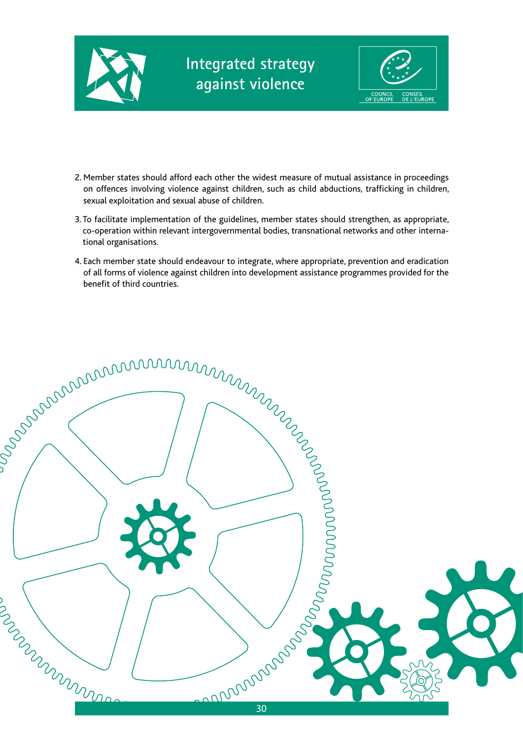2. Member states should afford each other the widest measure of mutual assistance in proceedings on offences involving violence against children, such as child abductions, trafficking in children, sexual exploitation and sexual abuse of children.

3. To facilitate implementation of the guidelines, member states should strengthen, as appropriate, co-operation within relevant intergovernmental bodies, transnational networks and other international organisations.

4. Each member state should endeavour to integrate, where appropriate, prevention and eradication of all forms of violence against children into development assistance programmes provided for the benefit of third countries.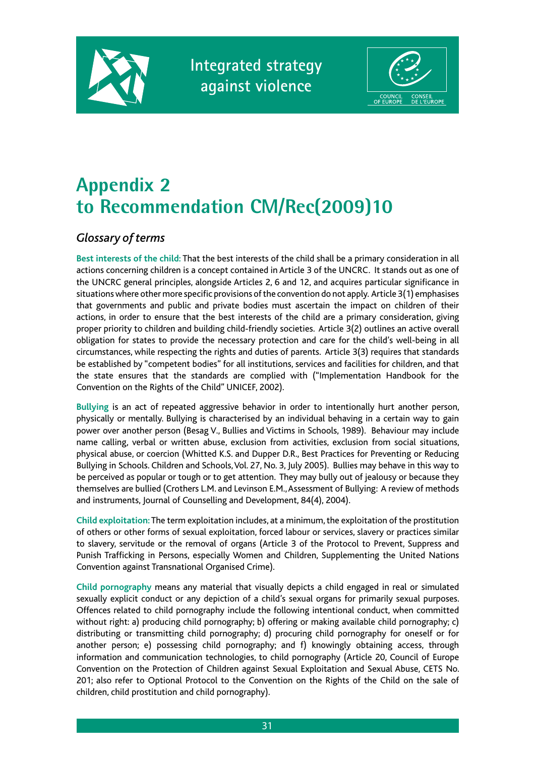# Appendix 2 to Recommendation CM/Rec(2009)10

## *Glossary of terms*

**Best interests of the child:** That the best interests of the child shall be a primary consideration in all actions concerning children is a concept contained in Article 3 of the UNCRC. It stands out as one of the UNCRC general principles, alongside Articles 2, 6 and 12, and acquires particular significance in situations where other more specific provisions of the convention do not apply. Article 3(1) emphasises that governments and public and private bodies must ascertain the impact on children of their actions, in order to ensure that the best interests of the child are a primary consideration, giving proper priority to children and building child-friendly societies. Article 3(2) outlines an active overall obligation for states to provide the necessary protection and care for the child's well-being in all circumstances, while respecting the rights and duties of parents. Article 3(3) requires that standards be established by "competent bodies" for all institutions, services and facilities for children, and that the state ensures that the standards are complied with ("Implementation Handbook for the Convention on the Rights of the Child" UNICEF, 2002).

**Bullying** is an act of repeated aggressive behavior in order to intentionally hurt another person, physically or mentally. Bullying is characterised by an individual behaving in a certain way to gain power over another person (Besag V., Bullies and Victims in Schools, 1989). Behaviour may include name calling, verbal or written abuse, exclusion from activities, exclusion from social situations, physical abuse, or coercion (Whitted K.S. and Dupper D.R., Best Practices for Preventing or Reducing Bullying in Schools. Children and Schools, Vol. 27, No. 3, July 2005). Bullies may behave in this way to be perceived as popular or tough or to get attention. They may bully out of jealousy or because they themselves are bullied (Crothers L.M. and Levinson E.M., Assessment of Bullying: A review of methods and instruments, Journal of Counselling and Development, 84(4), 2004).

**Child exploitation:** The term exploitation includes, at a minimum, the exploitation of the prostitution of others or other forms of sexual exploitation, forced labour or services, slavery or practices similar to slavery, servitude or the removal of organs (Article 3 of the Protocol to Prevent, Suppress and Punish Trafficking in Persons, especially Women and Children, Supplementing the United Nations Convention against Transnational Organised Crime).

**Child pornography** means any material that visually depicts a child engaged in real or simulated sexually explicit conduct or any depiction of a child's sexual organs for primarily sexual purposes. Offences related to child pornography include the following intentional conduct, when committed without right: a) producing child pornography; b) offering or making available child pornography; c) distributing or transmitting child pornography; d) procuring child pornography for oneself or for another person; e) possessing child pornography; and f) knowingly obtaining access, through information and communication technologies, to child pornography (Article 20, Council of Europe Convention on the Protection of Children against Sexual Exploitation and Sexual Abuse, CETS No. 201; also refer to Optional Protocol to the Convention on the Rights of the Child on the sale of children, child prostitution and child pornography).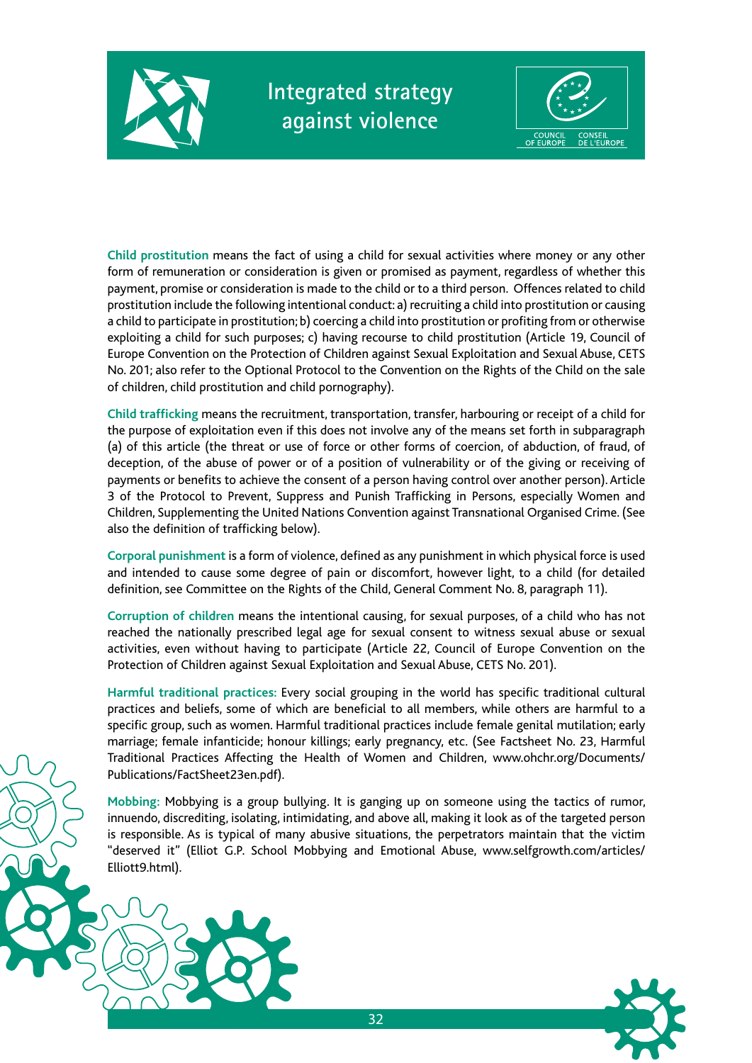**Child prostitution** means the fact of using a child for sexual activities where money or any other form of remuneration or consideration is given or promised as payment, regardless of whether this payment, promise or consideration is made to the child or to a third person. Offences related to child prostitution include the following intentional conduct: a) recruiting a child into prostitution or causing a child to participate in prostitution; b) coercing a child into prostitution or profiting from or otherwise exploiting a child for such purposes; c) having recourse to child prostitution (Article 19, Council of Europe Convention on the Protection of Children against Sexual Exploitation and Sexual Abuse, CETS No. 201; also refer to the Optional Protocol to the Convention on the Rights of the Child on the sale of children, child prostitution and child pornography).

**Child trafficking** means the recruitment, transportation, transfer, harbouring or receipt of a child for the purpose of exploitation even if this does not involve any of the means set forth in subparagraph (a) of this article (the threat or use of force or other forms of coercion, of abduction, of fraud, of deception, of the abuse of power or of a position of vulnerability or of the giving or receiving of payments or benefits to achieve the consent of a person having control over another person). Article 3 of the Protocol to Prevent, Suppress and Punish Trafficking in Persons, especially Women and Children, Supplementing the United Nations Convention against Transnational Organised Crime. (See also the definition of trafficking below).

**Corporal punishment** is a form of violence, defined as any punishment in which physical force is used and intended to cause some degree of pain or discomfort, however light, to a child (for detailed definition, see Committee on the Rights of the Child, General Comment No. 8, paragraph 11).

**Corruption of children** means the intentional causing, for sexual purposes, of a child who has not reached the nationally prescribed legal age for sexual consent to witness sexual abuse or sexual activities, even without having to participate (Article 22, Council of Europe Convention on the Protection of Children against Sexual Exploitation and Sexual Abuse, CETS No. 201).

**Harmful traditional practices:** Every social grouping in the world has specific traditional cultural practices and beliefs, some of which are beneficial to all members, while others are harmful to a specific group, such as women. Harmful traditional practices include female genital mutilation; early marriage; female infanticide; honour killings; early pregnancy, etc. (See Factsheet No. 23, Harmful Traditional Practices Affecting the Health of Women and Children, www.ohchr.org/Documents/Publications/FactSheet23en.pdf).

**Mobbing:** Mobbying is a group bullying. It is ganging up on someone using the tactics of rumor, innuendo, discrediting, isolating, intimidating, and above all, making it look as of the targeted person is responsible. As is typical of many abusive situations, the perpetrators maintain that the victim "deserved it" (Elliot G.P. School Mobbying and Emotional Abuse, www.selfgrowth.com/articles/Elliott9.html).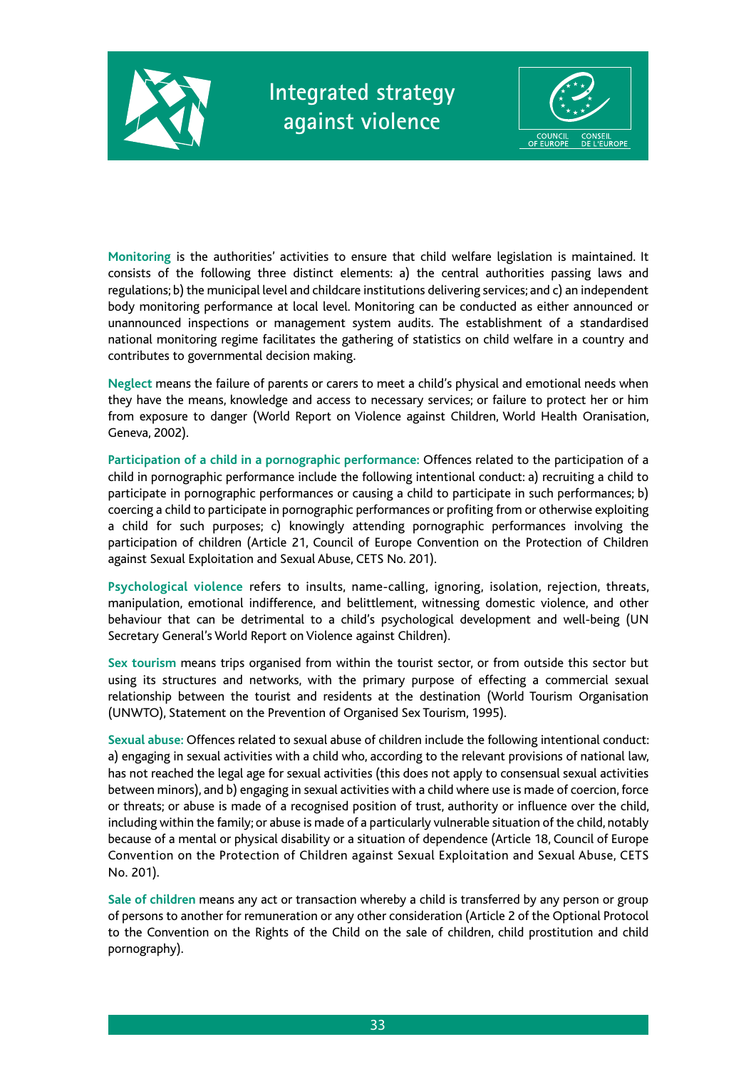**Monitoring** is the authorities' activities to ensure that child welfare legislation is maintained. It consists of the following three distinct elements: a) the central authorities passing laws and regulations; b) the municipal level and childcare institutions delivering services; and c) an independent body monitoring performance at local level. Monitoring can be conducted as either announced or unannounced inspections or management system audits. The establishment of a standardised national monitoring regime facilitates the gathering of statistics on child welfare in a country and contributes to governmental decision making.

**Neglect** means the failure of parents or carers to meet a child's physical and emotional needs when they have the means, knowledge and access to necessary services; or failure to protect her or him from exposure to danger (World Report on Violence against Children, World Health Oranisation, Geneva, 2002).

**Participation of a child in a pornographic performance:** Offences related to the participation of a child in pornographic performance include the following intentional conduct: a) recruiting a child to participate in pornographic performances or causing a child to participate in such performances; b) coercing a child to participate in pornographic performances or profiting from or otherwise exploiting a child for such purposes; c) knowingly attending pornographic performances involving the participation of children (Article 21, Council of Europe Convention on the Protection of Children against Sexual Exploitation and Sexual Abuse, CETS No. 201).

**Psychological violence** refers to insults, name-calling, ignoring, isolation, rejection, threats, manipulation, emotional indifference, and belittlement, witnessing domestic violence, and other behaviour that can be detrimental to a child's psychological development and well-being (UN Secretary General's World Report on Violence against Children).

**Sex tourism** means trips organised from within the tourist sector, or from outside this sector but using its structures and networks, with the primary purpose of effecting a commercial sexual relationship between the tourist and residents at the destination (World Tourism Organisation (UNWTO), Statement on the Prevention of Organised Sex Tourism, 1995).

**Sexual abuse:** Offences related to sexual abuse of children include the following intentional conduct: a) engaging in sexual activities with a child who, according to the relevant provisions of national law, has not reached the legal age for sexual activities (this does not apply to consensual sexual activities between minors), and b) engaging in sexual activities with a child where use is made of coercion, force or threats; or abuse is made of a recognised position of trust, authority or influence over the child, including within the family; or abuse is made of a particularly vulnerable situation of the child, notably because of a mental or physical disability or a situation of dependence (Article 18, Council of Europe Convention on the Protection of Children against Sexual Exploitation and Sexual Abuse, CETS No. 201).

**Sale of children** means any act or transaction whereby a child is transferred by any person or group of persons to another for remuneration or any other consideration (Article 2 of the Optional Protocol to the Convention on the Rights of the Child on the sale of children, child prostitution and child pornography).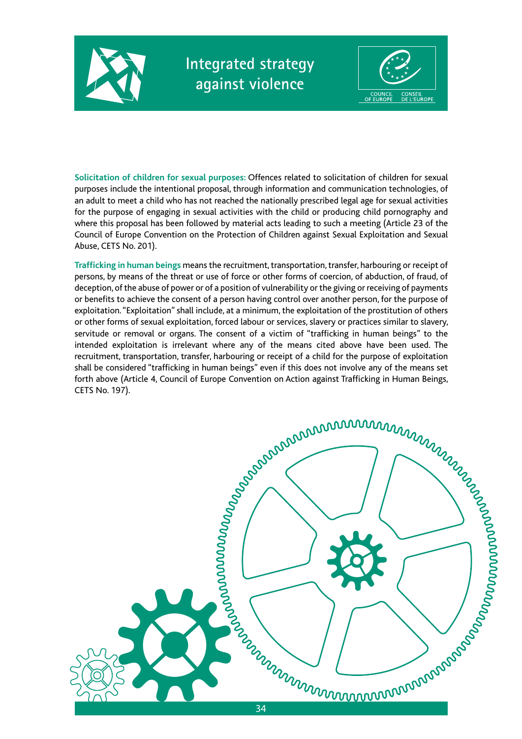**Solicitation of children for sexual purposes:** Offences related to solicitation of children for sexual purposes include the intentional proposal, through information and communication technologies, of an adult to meet a child who has not reached the nationally prescribed legal age for sexual activities for the purpose of engaging in sexual activities with the child or producing child pornography and where this proposal has been followed by material acts leading to such a meeting (Article 23 of the Council of Europe Convention on the Protection of Children against Sexual Exploitation and Sexual Abuse, CETS No. 201).

**Trafficking in human beings** means the recruitment, transportation, transfer, harbouring or receipt of persons, by means of the threat or use of force or other forms of coercion, of abduction, of fraud, of deception, of the abuse of power or of a position of vulnerability or the giving or receiving of payments or benefits to achieve the consent of a person having control over another person, for the purpose of exploitation. "Exploitation" shall include, at a minimum, the exploitation of the prostitution of others or other forms of sexual exploitation, forced labour or services, slavery or practices similar to slavery, servitude or removal or organs. The consent of a victim of "trafficking in human beings" to the intended exploitation is irrelevant where any of the means cited above have been used. The recruitment, transportation, transfer, harbouring or receipt of a child for the purpose of exploitation shall be considered "trafficking in human beings" even if this does not involve any of the means set forth above (Article 4, Council of Europe Convention on Action against Trafficking in Human Beings, CETS No. 197).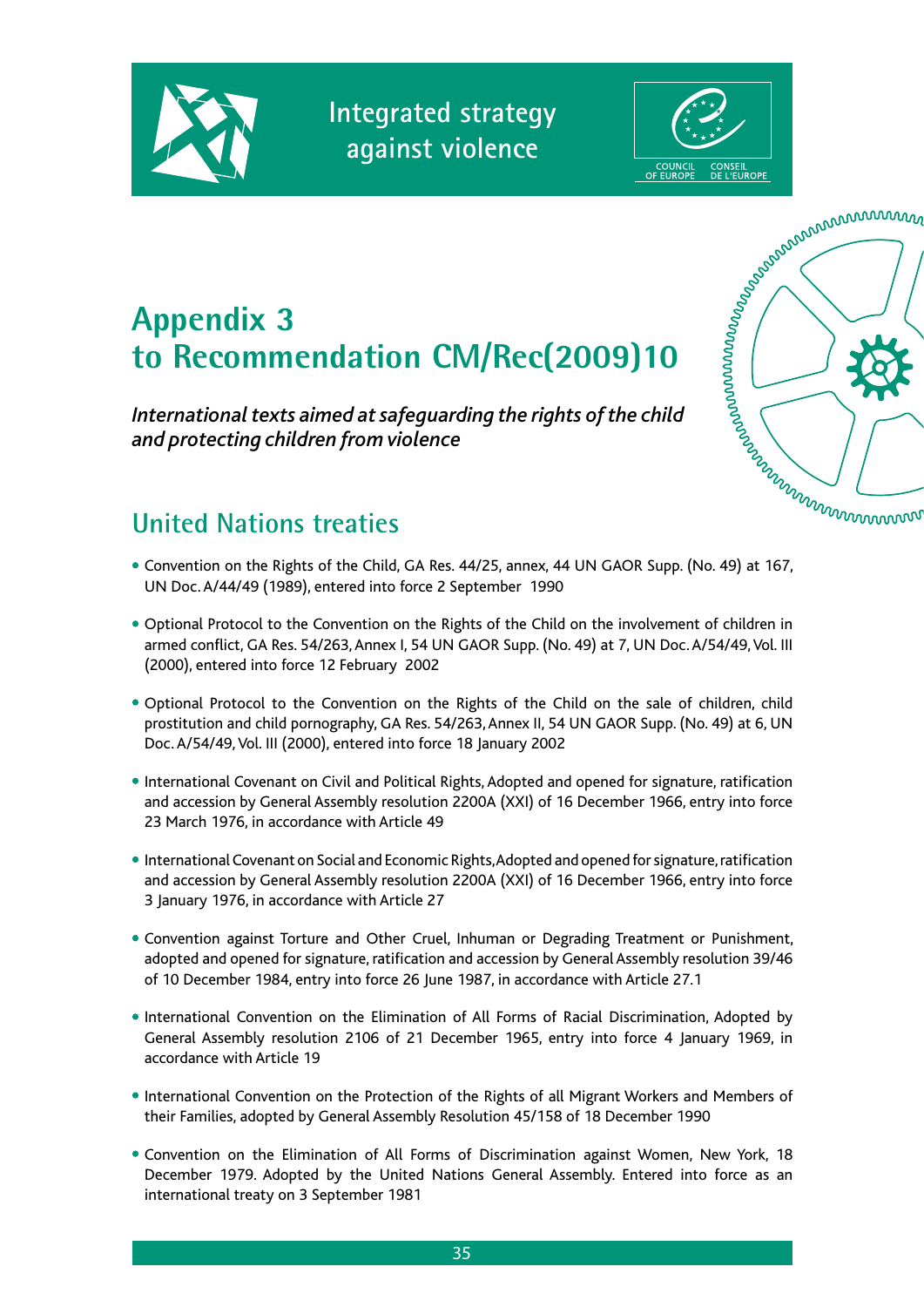# Appendix 3 to Recommendation CM/Rec(2009)10

*International texts aimed at safeguarding the rights of the child and protecting children from violence*

## United Nations treaties

- Convention on the Rights of the Child, GA Res. 44/25, annex, 44 UN GAOR Supp. (No. 49) at 167, UN Doc. A/44/49 (1989), entered into force 2 September 1990
- Optional Protocol to the Convention on the Rights of the Child on the involvement of children in armed conflict, GA Res. 54/263, Annex I, 54 UN GAOR Supp. (No. 49) at 7, UN Doc. A/54/49, Vol. III (2000), entered into force 12 February 2002
- Optional Protocol to the Convention on the Rights of the Child on the sale of children, child prostitution and child pornography, GA Res. 54/263, Annex II, 54 UN GAOR Supp. (No. 49) at 6, UN Doc. A/54/49, Vol. III (2000), entered into force 18 January 2002
- International Covenant on Civil and Political Rights, Adopted and opened for signature, ratification and accession by General Assembly resolution 2200A (XXI) of 16 December 1966, entry into force 23 March 1976, in accordance with Article 49
- International Covenant on Social and Economic Rights, Adopted and opened for signature, ratification and accession by General Assembly resolution 2200A (XXI) of 16 December 1966, entry into force 3 January 1976, in accordance with Article 27
- Convention against Torture and Other Cruel, Inhuman or Degrading Treatment or Punishment, adopted and opened for signature, ratification and accession by General Assembly resolution 39/46 of 10 December 1984, entry into force 26 June 1987, in accordance with Article 27.1
- International Convention on the Elimination of All Forms of Racial Discrimination, Adopted by General Assembly resolution 2106 of 21 December 1965, entry into force 4 January 1969, in accordance with Article 19
- International Convention on the Protection of the Rights of all Migrant Workers and Members of their Families, adopted by General Assembly Resolution 45/158 of 18 December 1990
- Convention on the Elimination of All Forms of Discrimination against Women, New York, 18 December 1979. Adopted by the United Nations General Assembly. Entered into force as an international treaty on 3 September 1981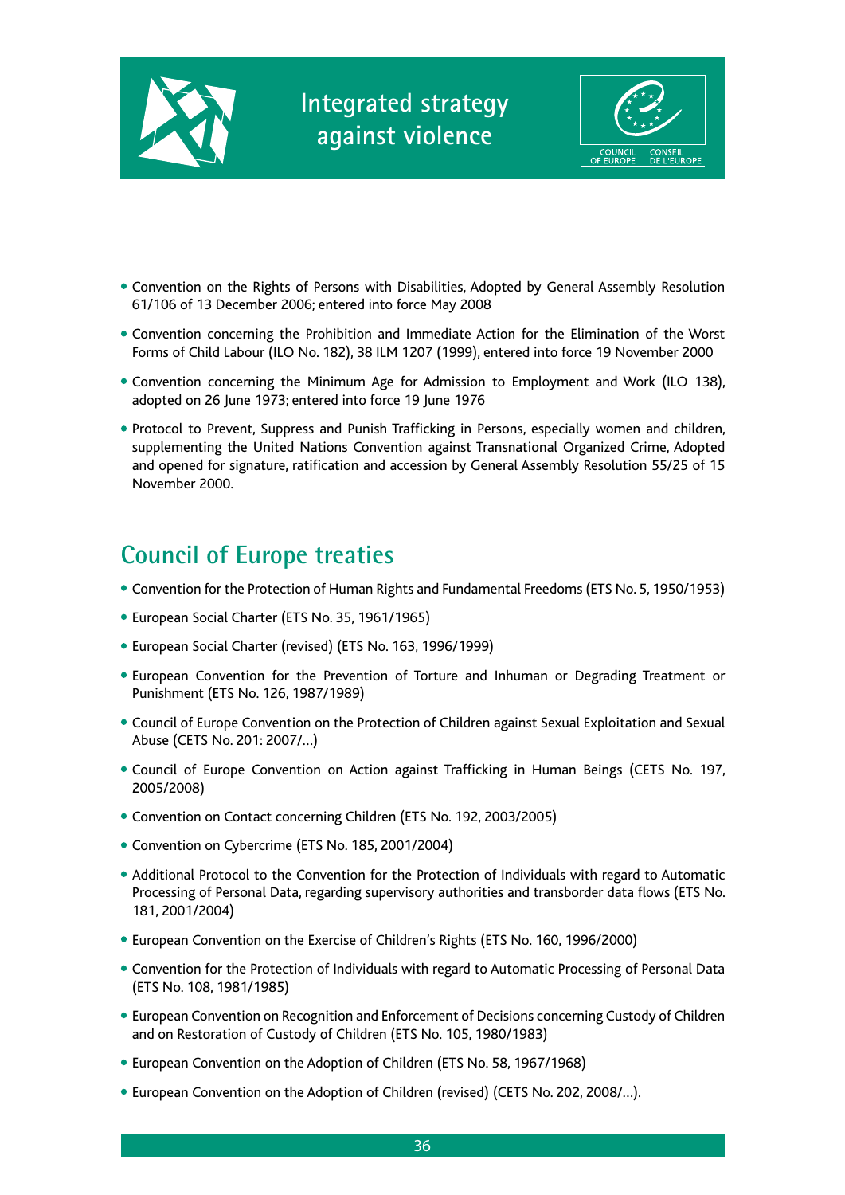- Convention on the Rights of Persons with Disabilities, Adopted by General Assembly Resolution 61/106 of 13 December 2006; entered into force May 2008
- Convention concerning the Prohibition and Immediate Action for the Elimination of the Worst Forms of Child Labour (ILO No. 182), 38 ILM 1207 (1999), entered into force 19 November 2000
- Convention concerning the Minimum Age for Admission to Employment and Work (ILO 138), adopted on 26 June 1973; entered into force 19 June 1976
- Protocol to Prevent, Suppress and Punish Trafficking in Persons, especially women and children, supplementing the United Nations Convention against Transnational Organized Crime, Adopted and opened for signature, ratification and accession by General Assembly Resolution 55/25 of 15 November 2000.

## Council of Europe treaties

- Convention for the Protection of Human Rights and Fundamental Freedoms (ETS No. 5, 1950/1953)
- European Social Charter (ETS No. 35, 1961/1965)
- European Social Charter (revised) (ETS No. 163, 1996/1999)
- European Convention for the Prevention of Torture and Inhuman or Degrading Treatment or Punishment (ETS No. 126, 1987/1989)
- Council of Europe Convention on the Protection of Children against Sexual Exploitation and Sexual Abuse (CETS No. 201: 2007/...)
- Council of Europe Convention on Action against Trafficking in Human Beings (CETS No. 197, 2005/2008)
- Convention on Contact concerning Children (ETS No. 192, 2003/2005)
- Convention on Cybercrime (ETS No. 185, 2001/2004)
- Additional Protocol to the Convention for the Protection of Individuals with regard to Automatic Processing of Personal Data, regarding supervisory authorities and transborder data flows (ETS No. 181, 2001/2004)
- European Convention on the Exercise of Children's Rights (ETS No. 160, 1996/2000)
- Convention for the Protection of Individuals with regard to Automatic Processing of Personal Data (ETS No. 108, 1981/1985)
- European Convention on Recognition and Enforcement of Decisions concerning Custody of Children and on Restoration of Custody of Children (ETS No. 105, 1980/1983)
- European Convention on the Adoption of Children (ETS No. 58, 1967/1968)
- European Convention on the Adoption of Children (revised) (CETS No. 202, 2008/...).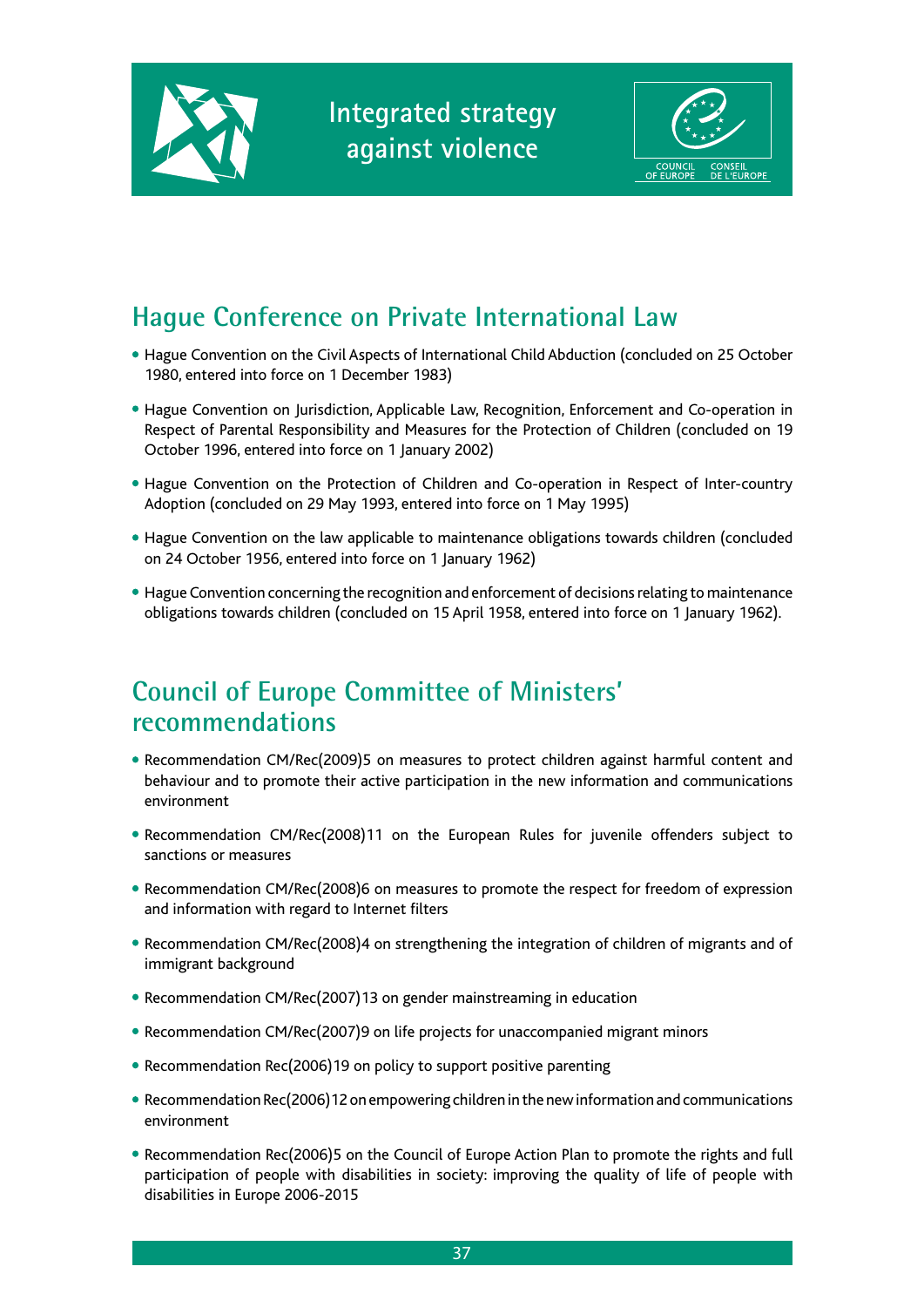## Hague Conference on Private International Law

- Hague Convention on the Civil Aspects of International Child Abduction (concluded on 25 October 1980, entered into force on 1 December 1983)
- Hague Convention on Jurisdiction, Applicable Law, Recognition, Enforcement and Co-operation in Respect of Parental Responsibility and Measures for the Protection of Children (concluded on 19 October 1996, entered into force on 1 January 2002)
- Hague Convention on the Protection of Children and Co-operation in Respect of Inter-country Adoption (concluded on 29 May 1993, entered into force on 1 May 1995)
- Hague Convention on the law applicable to maintenance obligations towards children (concluded on 24 October 1956, entered into force on 1 January 1962)
- Hague Convention concerning the recognition and enforcement of decisions relating to maintenance obligations towards children (concluded on 15 April 1958, entered into force on 1 January 1962).

## Council of Europe Committee of Ministers' recommendations

- Recommendation CM/Rec(2009)5 on measures to protect children against harmful content and behaviour and to promote their active participation in the new information and communications environment
- Recommendation CM/Rec(2008)11 on the European Rules for juvenile offenders subject to sanctions or measures
- Recommendation CM/Rec(2008)6 on measures to promote the respect for freedom of expression and information with regard to Internet filters
- Recommendation CM/Rec(2008)4 on strengthening the integration of children of migrants and of immigrant background
- Recommendation CM/Rec(2007)13 on gender mainstreaming in education
- Recommendation CM/Rec(2007)9 on life projects for unaccompanied migrant minors
- Recommendation Rec(2006)19 on policy to support positive parenting
- Recommendation Rec(2006)12 on empowering children in the new information and communications environment
- Recommendation Rec(2006)5 on the Council of Europe Action Plan to promote the rights and full participation of people with disabilities in society: improving the quality of life of people with disabilities in Europe 2006-2015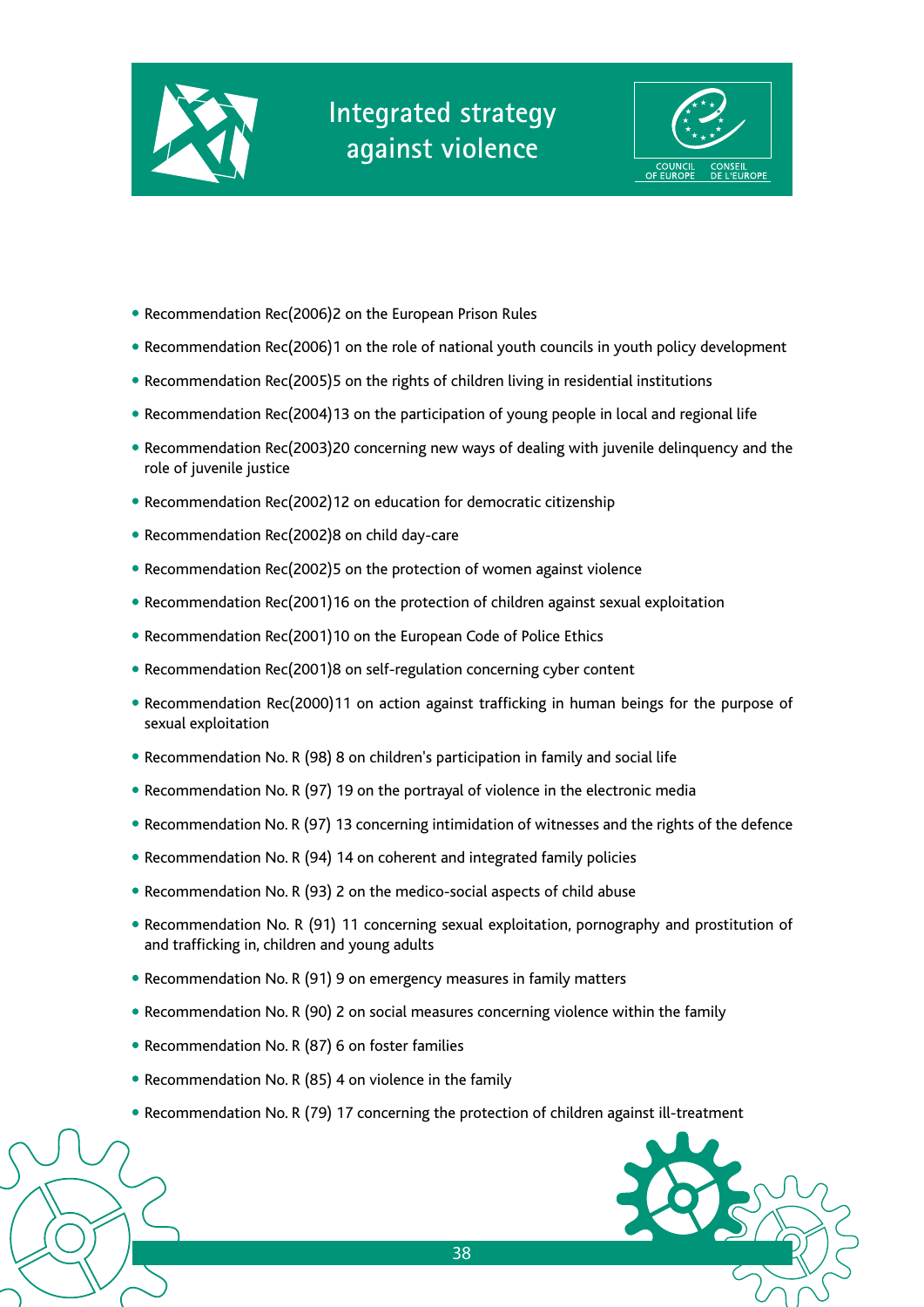- Recommendation Rec(2006)2 on the European Prison Rules
- Recommendation Rec(2006)1 on the role of national youth councils in youth policy development
- Recommendation Rec(2005)5 on the rights of children living in residential institutions
- Recommendation Rec(2004)13 on the participation of young people in local and regional life
- Recommendation Rec(2003)20 concerning new ways of dealing with juvenile delinquency and the role of juvenile justice
- Recommendation Rec(2002)12 on education for democratic citizenship
- Recommendation Rec(2002)8 on child day-care
- Recommendation Rec(2002)5 on the protection of women against violence
- Recommendation Rec(2001)16 on the protection of children against sexual exploitation
- Recommendation Rec(2001)10 on the European Code of Police Ethics
- Recommendation Rec(2001)8 on self-regulation concerning cyber content
- Recommendation Rec(2000)11 on action against trafficking in human beings for the purpose of sexual exploitation
- Recommendation No. R (98) 8 on children's participation in family and social life
- Recommendation No. R (97) 19 on the portrayal of violence in the electronic media
- Recommendation No. R (97) 13 concerning intimidation of witnesses and the rights of the defence
- Recommendation No. R (94) 14 on coherent and integrated family policies
- Recommendation No. R (93) 2 on the medico-social aspects of child abuse
- Recommendation No. R (91) 11 concerning sexual exploitation, pornography and prostitution of and trafficking in, children and young adults
- Recommendation No. R (91) 9 on emergency measures in family matters
- Recommendation No. R (90) 2 on social measures concerning violence within the family
- Recommendation No. R (87) 6 on foster families
- Recommendation No. R (85) 4 on violence in the family
- Recommendation No. R (79) 17 concerning the protection of children against ill-treatment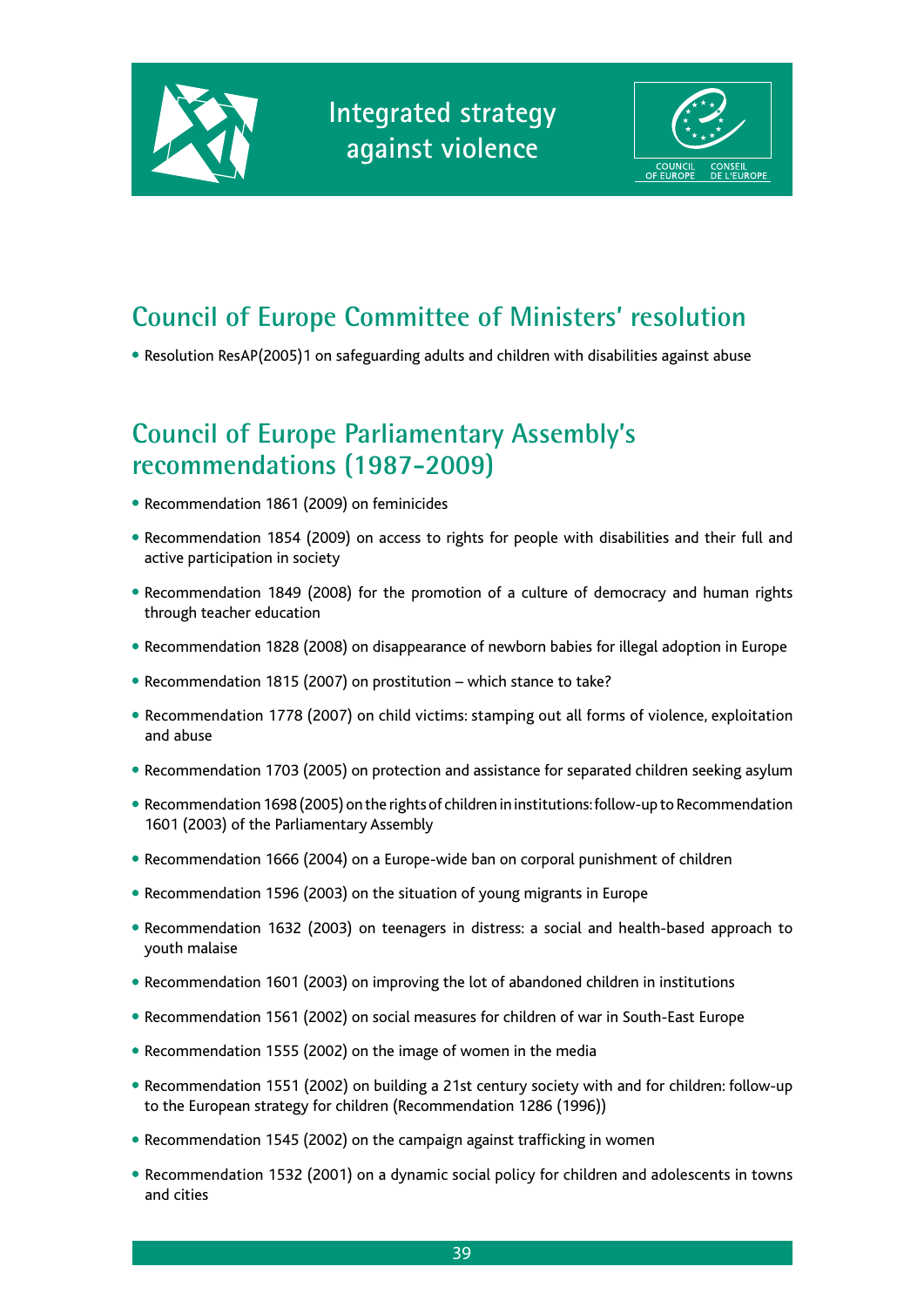## Council of Europe Committee of Ministers' resolution

- Resolution ResAP(2005)1 on safeguarding adults and children with disabilities against abuse

## Council of Europe Parliamentary Assembly's recommendations (1987-2009)

- Recommendation 1861 (2009) on feminicides
- Recommendation 1854 (2009) on access to rights for people with disabilities and their full and active participation in society
- Recommendation 1849 (2008) for the promotion of a culture of democracy and human rights through teacher education
- Recommendation 1828 (2008) on disappearance of newborn babies for illegal adoption in Europe
- Recommendation 1815 (2007) on prostitution – which stance to take?
- Recommendation 1778 (2007) on child victims: stamping out all forms of violence, exploitation and abuse
- Recommendation 1703 (2005) on protection and assistance for separated children seeking asylum
- Recommendation 1698 (2005) on the rights of children in institutions: follow-up to Recommendation 1601 (2003) of the Parliamentary Assembly
- Recommendation 1666 (2004) on a Europe-wide ban on corporal punishment of children
- Recommendation 1596 (2003) on the situation of young migrants in Europe
- Recommendation 1632 (2003) on teenagers in distress: a social and health-based approach to youth malaise
- Recommendation 1601 (2003) on improving the lot of abandoned children in institutions
- Recommendation 1561 (2002) on social measures for children of war in South-East Europe
- Recommendation 1555 (2002) on the image of women in the media
- Recommendation 1551 (2002) on building a 21st century society with and for children: follow-up to the European strategy for children (Recommendation 1286 (1996))
- Recommendation 1545 (2002) on the campaign against trafficking in women
- Recommendation 1532 (2001) on a dynamic social policy for children and adolescents in towns and cities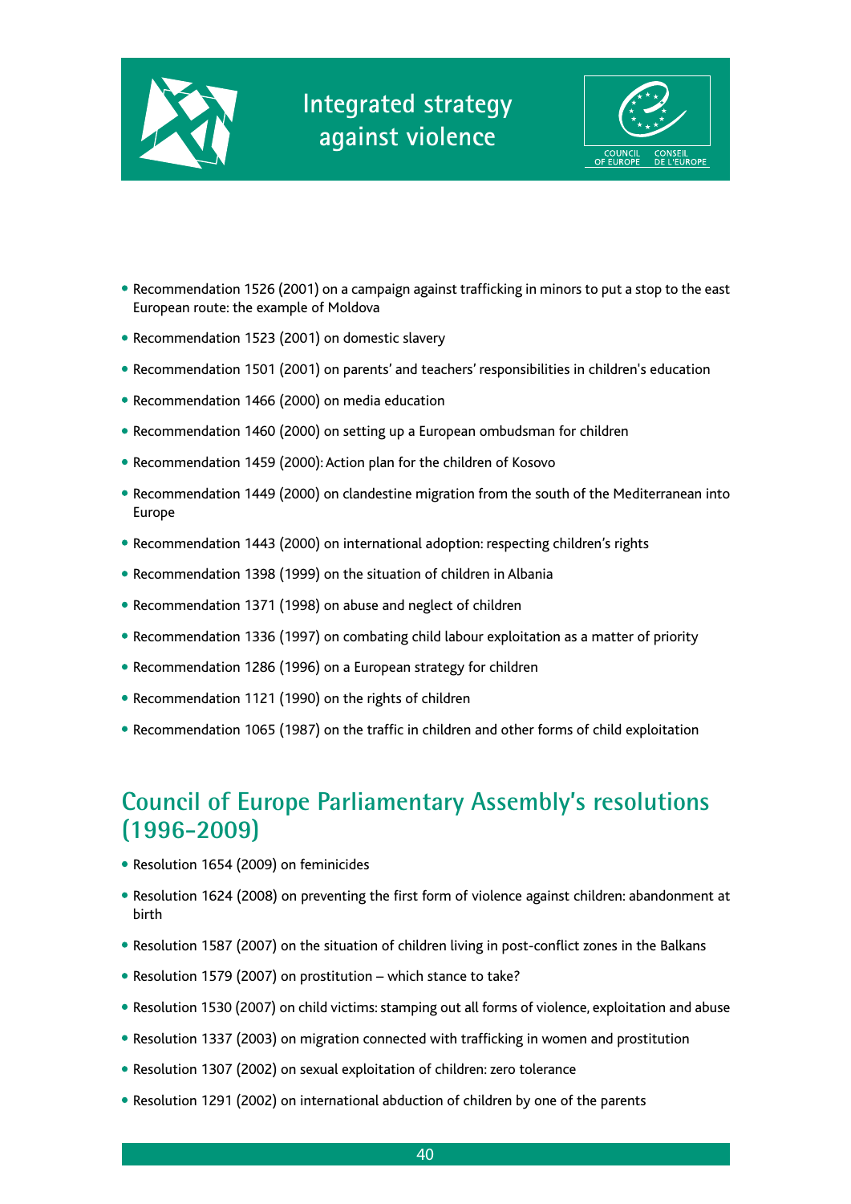- Recommendation 1526 (2001) on a campaign against trafficking in minors to put a stop to the east European route: the example of Moldova
- Recommendation 1523 (2001) on domestic slavery
- Recommendation 1501 (2001) on parents' and teachers' responsibilities in children's education
- Recommendation 1466 (2000) on media education
- Recommendation 1460 (2000) on setting up a European ombudsman for children
- Recommendation 1459 (2000): Action plan for the children of Kosovo
- Recommendation 1449 (2000) on clandestine migration from the south of the Mediterranean into Europe
- Recommendation 1443 (2000) on international adoption: respecting children's rights
- Recommendation 1398 (1999) on the situation of children in Albania
- Recommendation 1371 (1998) on abuse and neglect of children
- Recommendation 1336 (1997) on combating child labour exploitation as a matter of priority
- Recommendation 1286 (1996) on a European strategy for children
- Recommendation 1121 (1990) on the rights of children
- Recommendation 1065 (1987) on the traffic in children and other forms of child exploitation

## Council of Europe Parliamentary Assembly's resolutions (1996-2009)

- Resolution 1654 (2009) on feminicides
- Resolution 1624 (2008) on preventing the first form of violence against children: abandonment at birth
- Resolution 1587 (2007) on the situation of children living in post-conflict zones in the Balkans
- Resolution 1579 (2007) on prostitution – which stance to take?
- Resolution 1530 (2007) on child victims: stamping out all forms of violence, exploitation and abuse
- Resolution 1337 (2003) on migration connected with trafficking in women and prostitution
- Resolution 1307 (2002) on sexual exploitation of children: zero tolerance
- Resolution 1291 (2002) on international abduction of children by one of the parents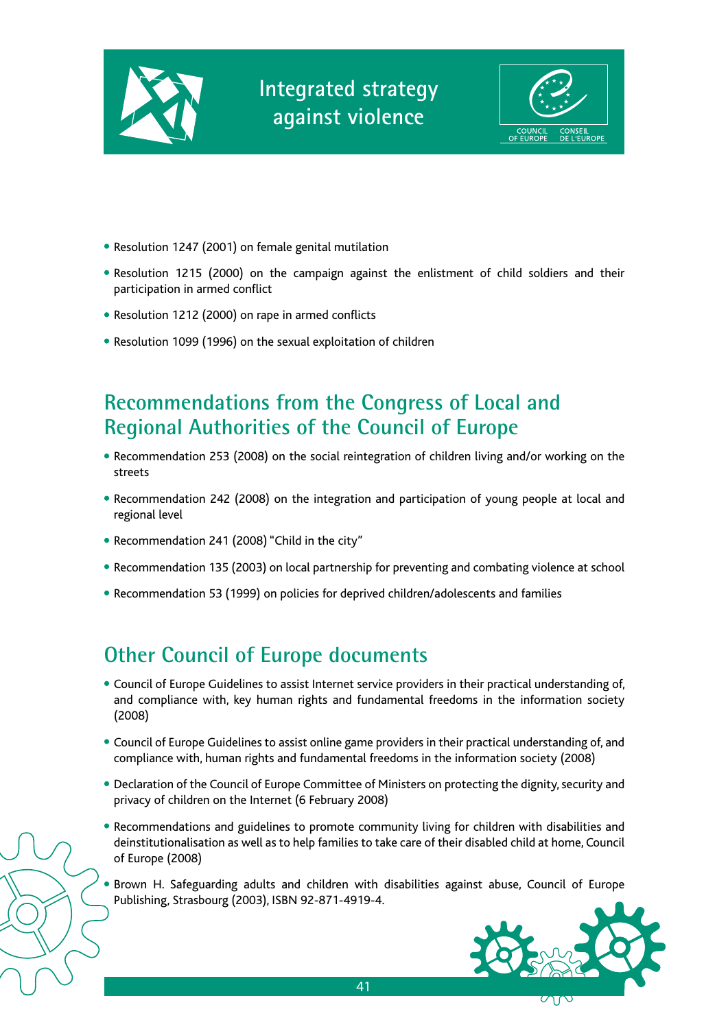- Resolution 1247 (2001) on female genital mutilation
- Resolution 1215 (2000) on the campaign against the enlistment of child soldiers and their participation in armed conflict
- Resolution 1212 (2000) on rape in armed conflicts
- Resolution 1099 (1996) on the sexual exploitation of children

## Recommendations from the Congress of Local and Regional Authorities of the Council of Europe

- Recommendation 253 (2008) on the social reintegration of children living and/or working on the streets
- Recommendation 242 (2008) on the integration and participation of young people at local and regional level
- Recommendation 241 (2008) "Child in the city"
- Recommendation 135 (2003) on local partnership for preventing and combating violence at school
- Recommendation 53 (1999) on policies for deprived children/adolescents and families

## Other Council of Europe documents

- Council of Europe Guidelines to assist Internet service providers in their practical understanding of, and compliance with, key human rights and fundamental freedoms in the information society (2008)
- Council of Europe Guidelines to assist online game providers in their practical understanding of, and compliance with, human rights and fundamental freedoms in the information society (2008)
- Declaration of the Council of Europe Committee of Ministers on protecting the dignity, security and privacy of children on the Internet (6 February 2008)
- Recommendations and guidelines to promote community living for children with disabilities and deinstitutionalisation as well as to help families to take care of their disabled child at home, Council of Europe (2008)
- Brown H. Safeguarding adults and children with disabilities against abuse, Council of Europe Publishing, Strasbourg (2003), ISBN 92-871-4919-4.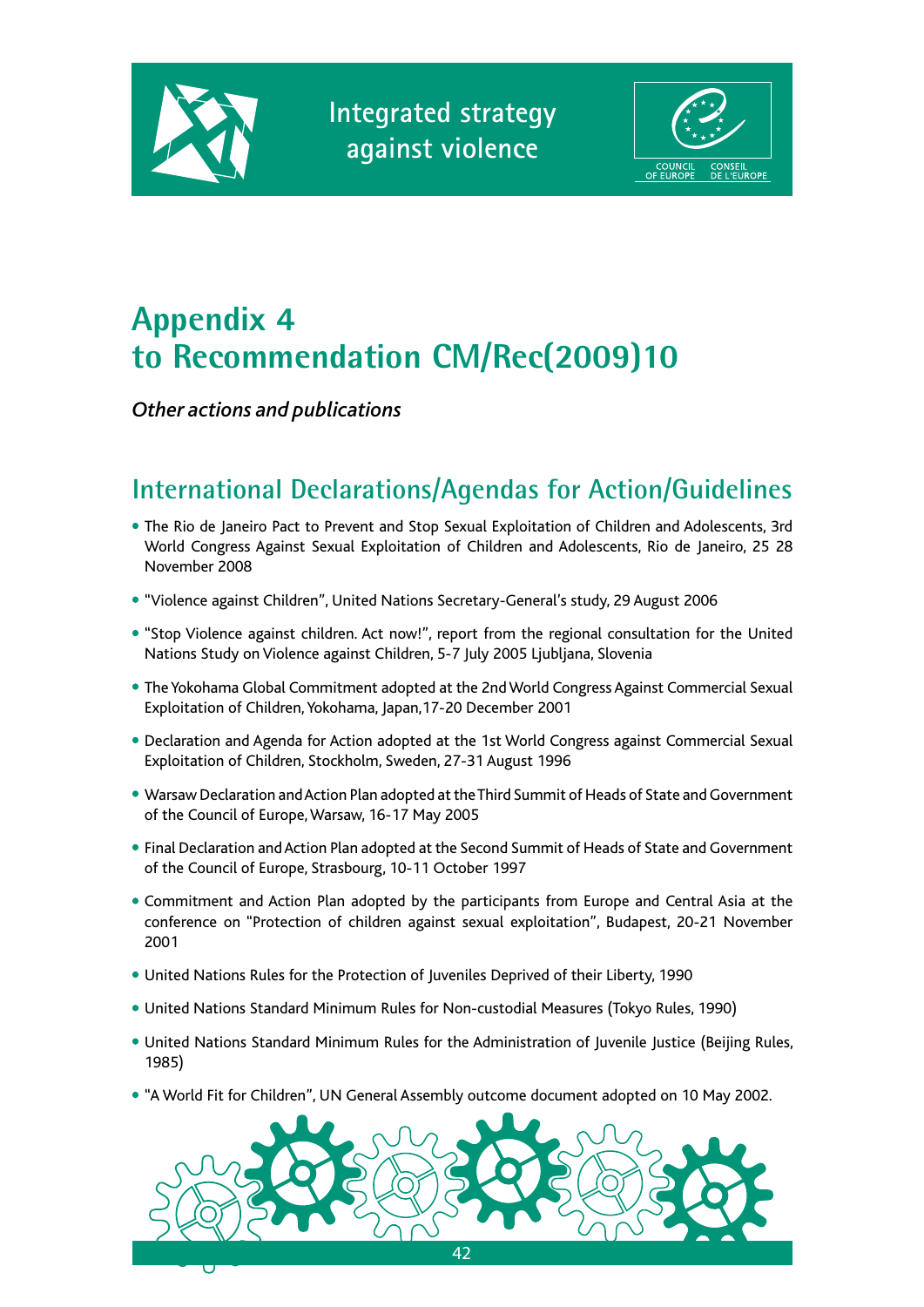# Appendix 4 to Recommendation CM/Rec(2009)10

*Other actions and publications*

## International Declarations/Agendas for Action/Guidelines

- The Rio de Janeiro Pact to Prevent and Stop Sexual Exploitation of Children and Adolescents, 3rd World Congress Against Sexual Exploitation of Children and Adolescents, Rio de Janeiro, 25 28 November 2008
- "Violence against Children", United Nations Secretary-General's study, 29 August 2006
- "Stop Violence against children. Act now!", report from the regional consultation for the United Nations Study on Violence against Children, 5-7 July 2005 Ljubljana, Slovenia
- The Yokohama Global Commitment adopted at the 2nd World Congress Against Commercial Sexual Exploitation of Children, Yokohama, Japan, 17-20 December 2001
- Declaration and Agenda for Action adopted at the 1st World Congress against Commercial Sexual Exploitation of Children, Stockholm, Sweden, 27-31 August 1996
- Warsaw Declaration and Action Plan adopted at the Third Summit of Heads of State and Government of the Council of Europe, Warsaw, 16-17 May 2005
- Final Declaration and Action Plan adopted at the Second Summit of Heads of State and Government of the Council of Europe, Strasbourg, 10-11 October 1997
- Commitment and Action Plan adopted by the participants from Europe and Central Asia at the conference on "Protection of children against sexual exploitation", Budapest, 20-21 November 2001
- United Nations Rules for the Protection of Juveniles Deprived of their Liberty, 1990
- United Nations Standard Minimum Rules for Non-custodial Measures (Tokyo Rules, 1990)
- United Nations Standard Minimum Rules for the Administration of Juvenile Justice (Beijing Rules, 1985)
- "A World Fit for Children", UN General Assembly outcome document adopted on 10 May 2002.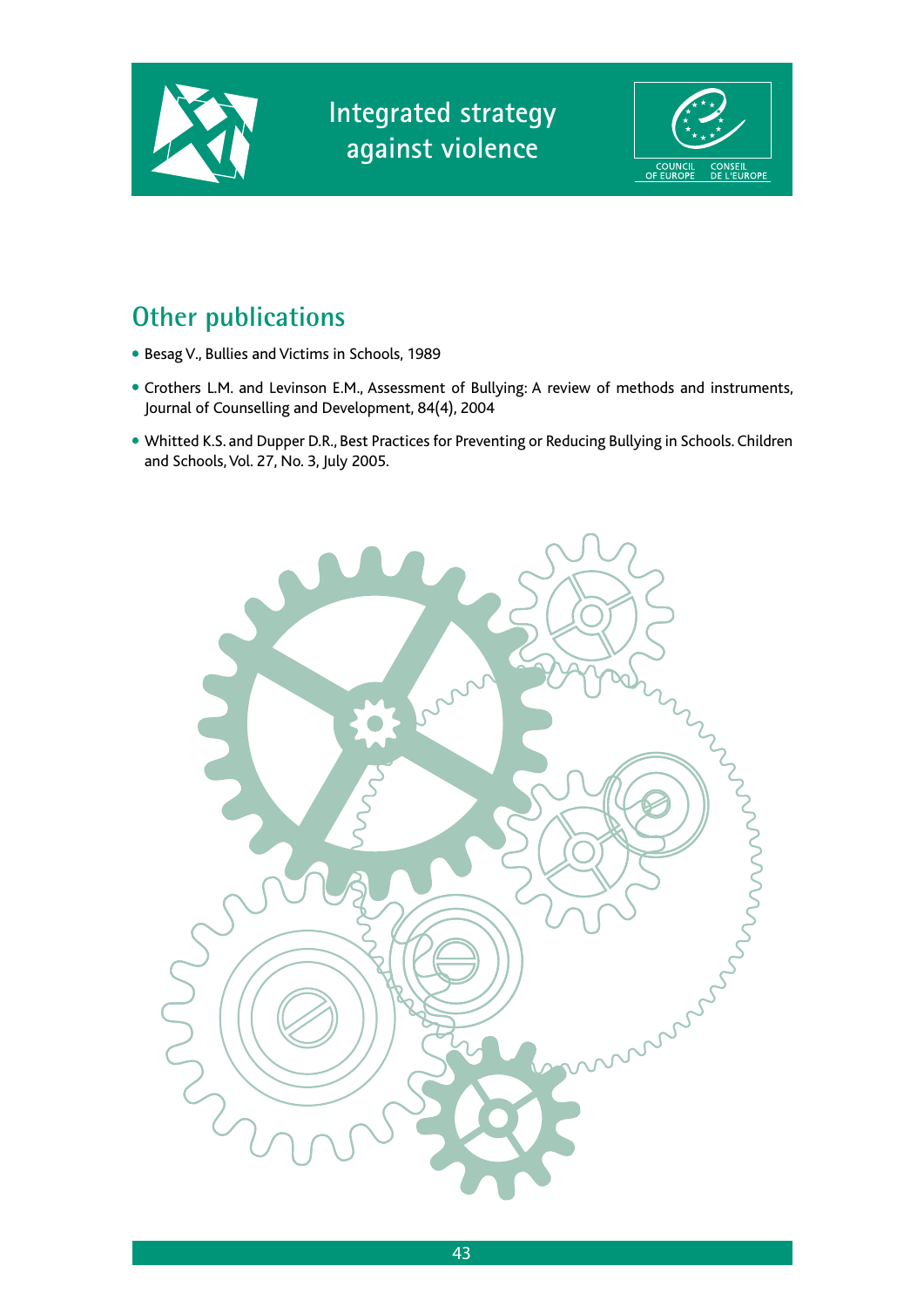## Other publications

- Besag V., Bullies and Victims in Schools, 1989
- Crothers L.M. and Levinson E.M., Assessment of Bullying: A review of methods and instruments, Journal of Counselling and Development, 84(4), 2004
- Whitted K.S. and Dupper D.R., Best Practices for Preventing or Reducing Bullying in Schools. Children and Schools, Vol. 27, No. 3, July 2005.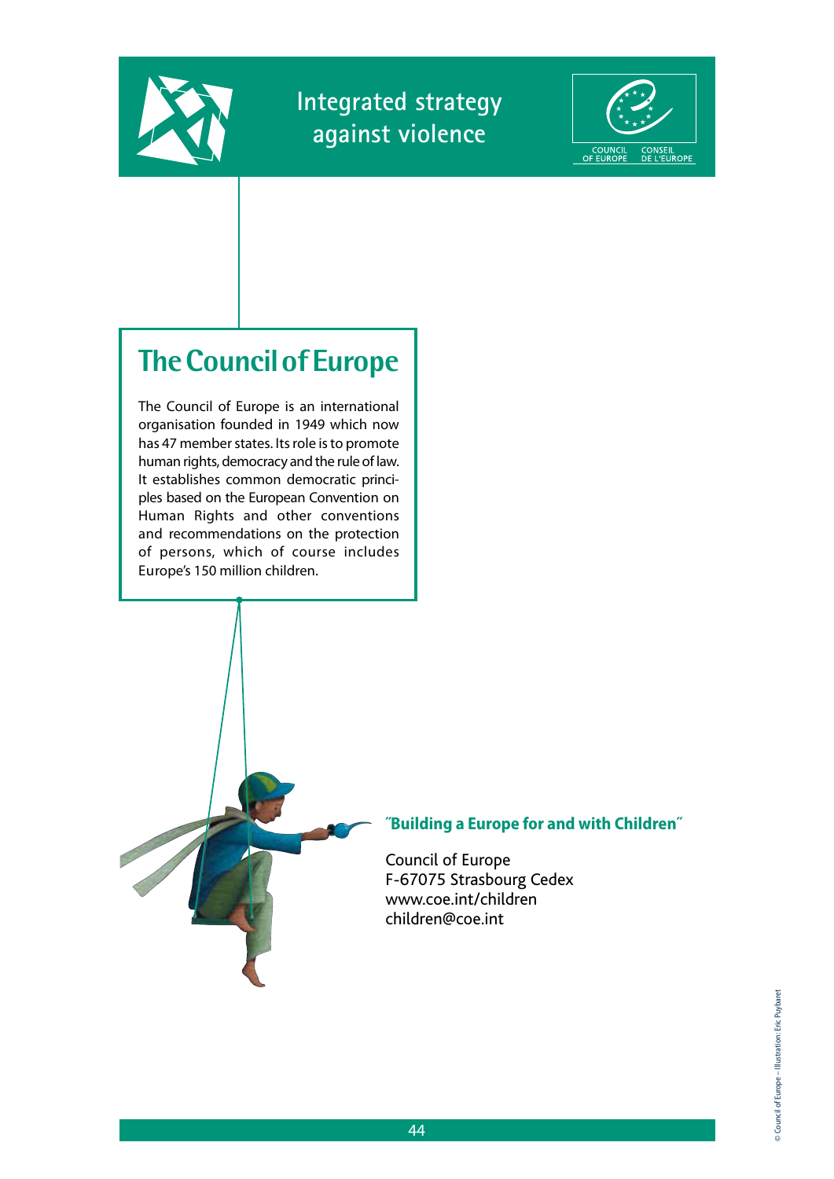Integrated strategy against violence

COUNCIL OF EUROPE CONSEIL DE L'EUROPE

## The Council of Europe

The Council of Europe is an international organisation founded in 1949 which now has 47 member states. Its role is to promote human rights, democracy and the rule of law. It establishes common democratic principles based on the European Convention on Human Rights and other conventions and recommendations on the protection of persons, which of course includes Europe's 150 million children.

**"Building a Europe for and with Children"**

Council of Europe
F-67075 Strasbourg Cedex
www.coe.int/children
children@coe.int

© Council of Europe – Illustration: Eric Puybaret